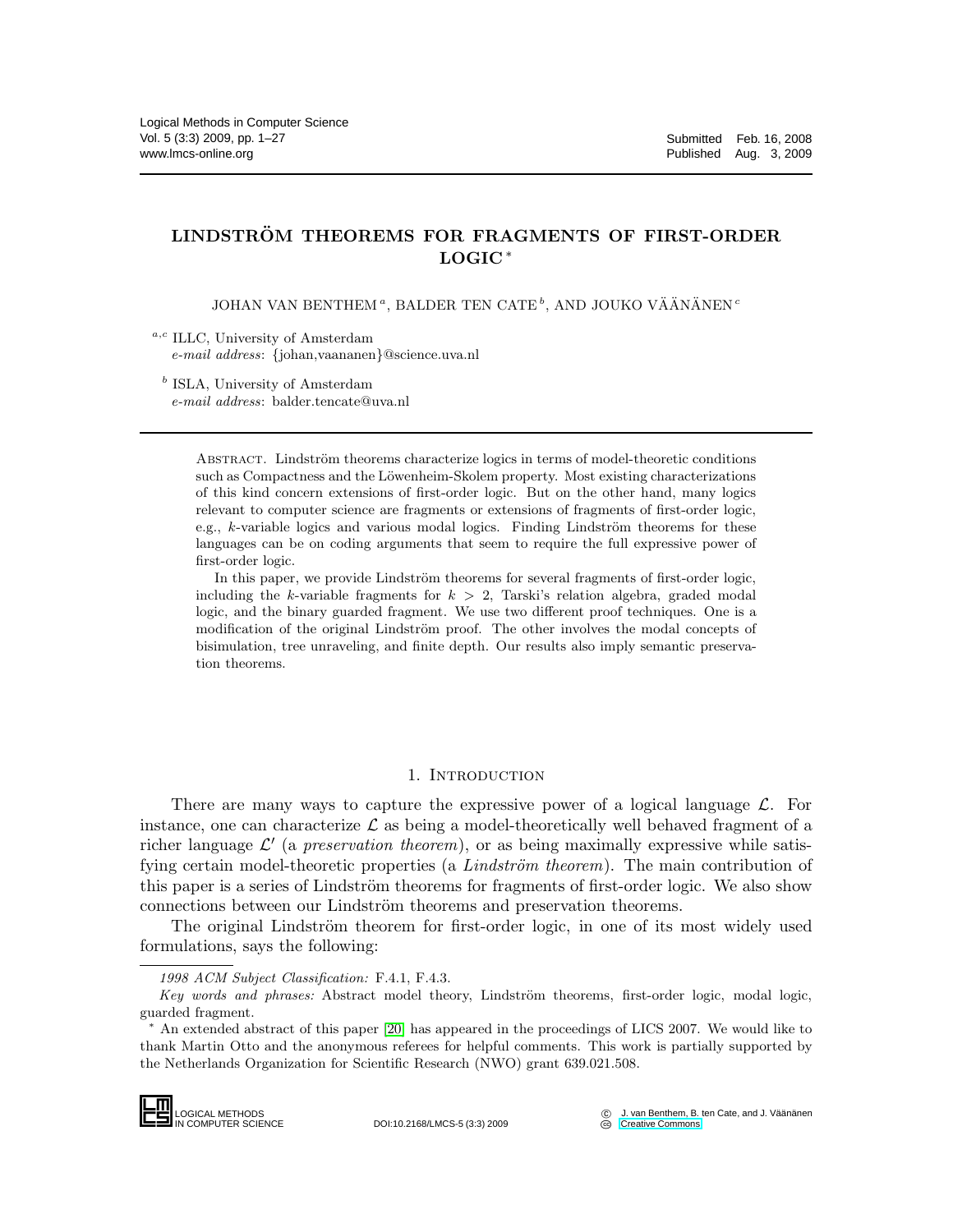# LINDSTRÖM THEOREMS FOR FRAGMENTS OF FIRST-ORDER LOGIC *

JOHAN VAN BENTHEM [a], BALDER TEN CATE [b], AND JOUKO VÄÄNÄNEN [c]

[a,c] ILLC, University of Amsterdam
*e-mail address*: {johan,vaananen}@science.uva.nl

[b] ISLA, University of Amsterdam
*e-mail address*: balder.tencate@uva.nl

Abstract. Lindström theorems characterize logics in terms of model-theoretic conditions such as Compactness and the Löwenheim-Skolem property. Most existing characterizations of this kind concern extensions of first-order logic. But on the other hand, many logics relevant to computer science are fragments or extensions of fragments of first-order logic, e.g., $k$-variable logics and various modal logics. Finding Lindström theorems for these languages can be on coding arguments that seem to require the full expressive power of first-order logic.

In this paper, we provide Lindström theorems for several fragments of first-order logic, including the $k$-variable fragments for $k > 2$, Tarski's relation algebra, graded modal logic, and the binary guarded fragment. We use two different proof techniques. One is a modification of the original Lindström proof. The other involves the modal concepts of bisimulation, tree unraveling, and finite depth. Our results also imply semantic preservation theorems.

## 1. Introduction

There are many ways to capture the expressive power of a logical language $\mathcal{L}$. For instance, one can characterize $\mathcal{L}$ as being a model-theoretically well behaved fragment of a richer language $\mathcal{L}'$ (a *preservation theorem*), or as being maximally expressive while satisfying certain model-theoretic properties (a *Lindström theorem*). The main contribution of this paper is a series of Lindström theorems for fragments of first-order logic. We also show connections between our Lindström theorems and preservation theorems.

The original Lindström theorem for first-order logic, in one of its most widely used formulations, says the following:

*1998 ACM Subject Classification:* F.4.1, F.4.3.

*Key words and phrases:* Abstract model theory, Lindström theorems, first-order logic, modal logic, guarded fragment.

* An extended abstract of this paper [20] has appeared in the proceedings of LICS 2007. We would like to thank Martin Otto and the anonymous referees for helpful comments. This work is partially supported by the Netherlands Organization for Scientific Research (NWO) grant 639.021.508.

DOI:10.2168/LMCS-5 (3:3) 2009

© J. van Benthem, B. ten Cate, and J. Väänänen
Creative Commons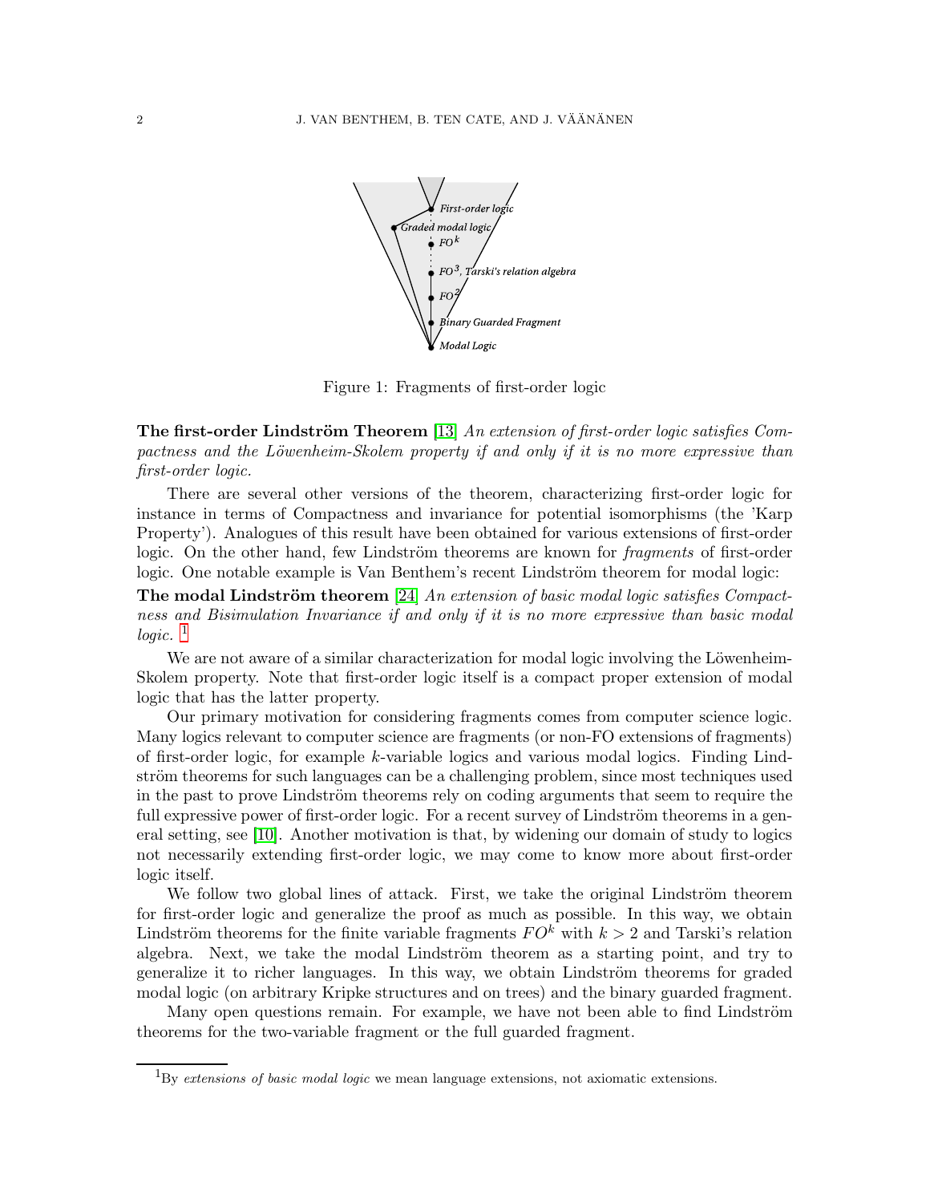Figure 1: Fragments of first-order logic

**The first-order Lindström Theorem** [13] *An extension of first-order logic satisfies Compactness and the Löwenheim-Skolem property if and only if it is no more expressive than first-order logic.*

There are several other versions of the theorem, characterizing first-order logic for instance in terms of Compactness and invariance for potential isomorphisms (the 'Karp Property'). Analogues of this result have been obtained for various extensions of first-order logic. On the other hand, few Lindström theorems are known for *fragments* of first-order logic. One notable example is Van Benthem's recent Lindström theorem for modal logic:

**The modal Lindström theorem** [24] *An extension of basic modal logic satisfies Compactness and Bisimulation Invariance if and only if it is no more expressive than basic modal logic.* [1]

We are not aware of a similar characterization for modal logic involving the Löwenheim-Skolem property. Note that first-order logic itself is a compact proper extension of modal logic that has the latter property.

Our primary motivation for considering fragments comes from computer science logic. Many logics relevant to computer science are fragments (or non-FO extensions of fragments) of first-order logic, for example $k$-variable logics and various modal logics. Finding Lindström theorems for such languages can be a challenging problem, since most techniques used in the past to prove Lindström theorems rely on coding arguments that seem to require the full expressive power of first-order logic. For a recent survey of Lindström theorems in a general setting, see [10]. Another motivation is that, by widening our domain of study to logics not necessarily extending first-order logic, we may come to know more about first-order logic itself.

We follow two global lines of attack. First, we take the original Lindström theorem for first-order logic and generalize the proof as much as possible. In this way, we obtain Lindström theorems for the finite variable fragments $FO^k$ with $k > 2$ and Tarski's relation algebra. Next, we take the modal Lindström theorem as a starting point, and try to generalize it to richer languages. In this way, we obtain Lindström theorems for graded modal logic (on arbitrary Kripke structures and on trees) and the binary guarded fragment.

Many open questions remain. For example, we have not been able to find Lindström theorems for the two-variable fragment or the full guarded fragment.

[1] By *extensions of basic modal logic* we mean language extensions, not axiomatic extensions.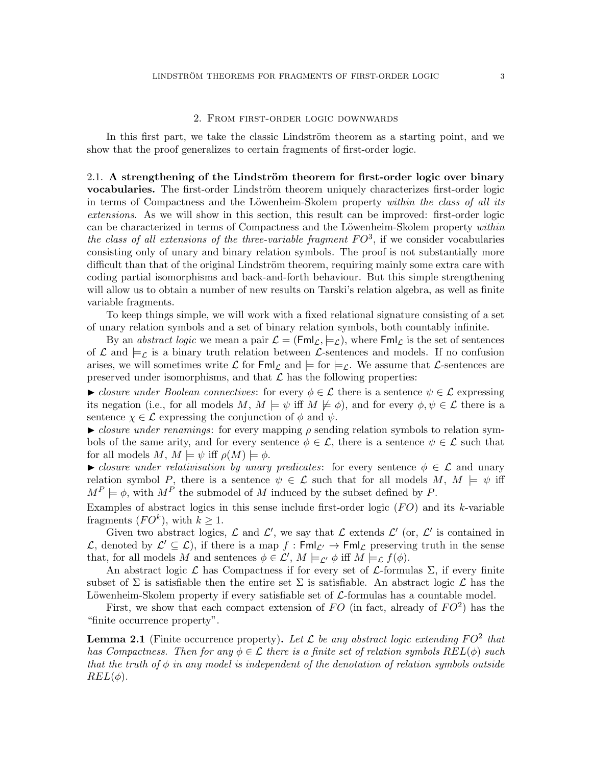## 2. From first-order logic downwards

In this first part, we take the classic Lindström theorem as a starting point, and we show that the proof generalizes to certain fragments of first-order logic.

### 2.1. A strengthening of the Lindström theorem for first-order logic over binary vocabularies.

The first-order Lindström theorem uniquely characterizes first-order logic in terms of Compactness and the Löwenheim-Skolem property *within the class of all its extensions*. As we will show in this section, this result can be improved: first-order logic can be characterized in terms of Compactness and the Löwenheim-Skolem property *within the class of all extensions of the three-variable fragment $FO^3$*, if we consider vocabularies consisting only of unary and binary relation symbols. The proof is not substantially more difficult than that of the original Lindström theorem, requiring mainly some extra care with coding partial isomorphisms and back-and-forth behaviour. But this simple strengthening will allow us to obtain a number of new results on Tarski's relation algebra, as well as finite variable fragments.

To keep things simple, we will work with a fixed relational signature consisting of a set of unary relation symbols and a set of binary relation symbols, both countably infinite.

By an *abstract logic* we mean a pair $\mathcal{L} = (\mathsf{Fml}_{\mathcal{L}}, \models_{\mathcal{L}})$, where $\mathsf{Fml}_{\mathcal{L}}$ is the set of sentences of $\mathcal{L}$ and $\models_{\mathcal{L}}$ is a binary truth relation between $\mathcal{L}$-sentences and models. If no confusion arises, we will sometimes write $\mathcal{L}$ for $\mathsf{Fml}_{\mathcal{L}}$ and $\models$ for $\models_{\mathcal{L}}$. We assume that $\mathcal{L}$-sentences are preserved under isomorphisms, and that $\mathcal{L}$ has the following properties:

► *closure under Boolean connectives*: for every $\phi \in \mathcal{L}$ there is a sentence $\psi \in \mathcal{L}$ expressing its negation (i.e., for all models $M$, $M \models \psi$ iff $M \not\models \phi$), and for every $\phi, \psi \in \mathcal{L}$ there is a sentence $\chi \in \mathcal{L}$ expressing the conjunction of $\phi$ and $\psi$.

► *closure under renamings*: for every mapping $\rho$ sending relation symbols to relation symbols of the same arity, and for every sentence $\phi \in \mathcal{L}$, there is a sentence $\psi \in \mathcal{L}$ such that for all models $M$, $M \models \psi$ iff $\rho(M) \models \phi$.

► *closure under relativisation by unary predicates*: for every sentence $\phi \in \mathcal{L}$ and unary relation symbol $P$, there is a sentence $\psi \in \mathcal{L}$ such that for all models $M$, $M \models \psi$ iff $M^P \models \phi$, with $M^P$ the submodel of $M$ induced by the subset defined by $P$.

Examples of abstract logics in this sense include first-order logic ($FO$) and its $k$-variable fragments ($FO^k$), with $k \geq 1$.

Given two abstract logics, $\mathcal{L}$ and $\mathcal{L}'$, we say that $\mathcal{L}$ extends $\mathcal{L}'$ (or, $\mathcal{L}'$ is contained in $\mathcal{L}$, denoted by $\mathcal{L}' \subseteq \mathcal{L}$), if there is a map $f : \mathsf{Fml}_{\mathcal{L}'} \to \mathsf{Fml}_{\mathcal{L}}$ preserving truth in the sense that, for all models $M$ and sentences $\phi \in \mathcal{L}'$, $M \models_{\mathcal{L}'} \phi$ iff $M \models_{\mathcal{L}} f(\phi)$.

An abstract logic $\mathcal{L}$ has Compactness if for every set of $\mathcal{L}$-formulas $\Sigma$, if every finite subset of $\Sigma$ is satisfiable then the entire set $\Sigma$ is satisfiable. An abstract logic $\mathcal{L}$ has the Löwenheim-Skolem property if every satisfiable set of $\mathcal{L}$-formulas has a countable model.

First, we show that each compact extension of $FO$ (in fact, already of $FO^2$) has the "finite occurrence property".

**Lemma 2.1** (Finite occurrence property)**.** *Let $\mathcal{L}$ be any abstract logic extending $FO^2$ that has Compactness. Then for any $\phi \in \mathcal{L}$ there is a finite set of relation symbols $REL(\phi)$ such that the truth of $\phi$ in any model is independent of the denotation of relation symbols outside $REL(\phi)$.*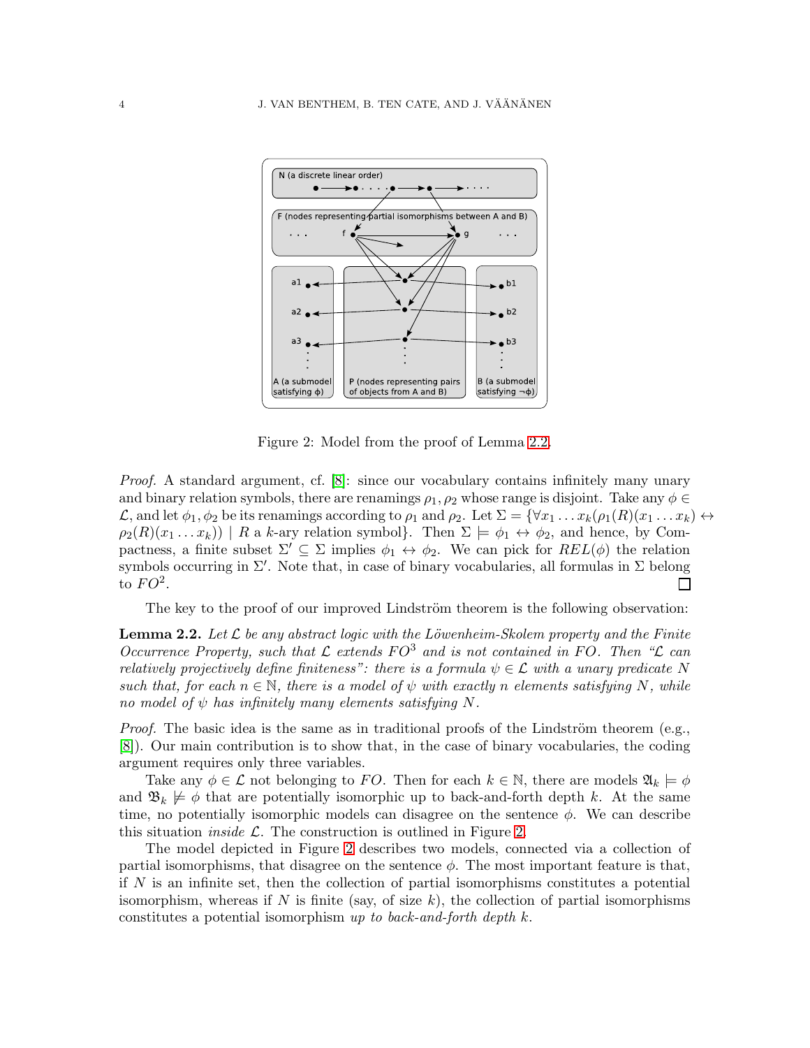Figure 2: Model from the proof of Lemma 2.2.

*Proof.* A standard argument, cf. [8]: since our vocabulary contains infinitely many unary and binary relation symbols, there are renamings $\rho_1, \rho_2$ whose range is disjoint. Take any $\phi \in \mathcal{L}$, and let $\phi_1, \phi_2$ be its renamings according to $\rho_1$ and $\rho_2$. Let $\Sigma = \{\forall x_1 \ldots x_k(\rho_1(R)(x_1 \ldots x_k) \leftrightarrow \rho_2(R)(x_1 \ldots x_k)) \mid R \text{ a } k\text{-ary relation symbol}\}$. Then $\Sigma \models \phi_1 \leftrightarrow \phi_2$, and hence, by Compactness, a finite subset $\Sigma' \subseteq \Sigma$ implies $\phi_1 \leftrightarrow \phi_2$. We can pick for $REL(\phi)$ the relation symbols occurring in $\Sigma'$. Note that, in case of binary vocabularies, all formulas in $\Sigma$ belong to $FO^2$. ∎

The key to the proof of our improved Lindström theorem is the following observation:

**Lemma 2.2.** *Let $\mathcal{L}$ be any abstract logic with the Löwenheim-Skolem property and the Finite Occurrence Property, such that $\mathcal{L}$ extends $FO^3$ and is not contained in $FO$. Then "$\mathcal{L}$ can relatively projectively define finiteness": there is a formula $\psi \in \mathcal{L}$ with a unary predicate $N$ such that, for each $n \in \mathbb{N}$, there is a model of $\psi$ with exactly $n$ elements satisfying $N$, while no model of $\psi$ has infinitely many elements satisfying $N$.*

*Proof.* The basic idea is the same as in traditional proofs of the Lindström theorem (e.g., [8]). Our main contribution is to show that, in the case of binary vocabularies, the coding argument requires only three variables.

Take any $\phi \in \mathcal{L}$ not belonging to $FO$. Then for each $k \in \mathbb{N}$, there are models $\mathfrak{A}_k \models \phi$ and $\mathfrak{B}_k \not\models \phi$ that are potentially isomorphic up to back-and-forth depth $k$. At the same time, no potentially isomorphic models can disagree on the sentence $\phi$. We can describe this situation *inside* $\mathcal{L}$. The construction is outlined in Figure 2.

The model depicted in Figure 2 describes two models, connected via a collection of partial isomorphisms, that disagree on the sentence $\phi$. The most important feature is that, if $N$ is an infinite set, then the collection of partial isomorphisms constitutes a potential isomorphism, whereas if $N$ is finite (say, of size $k$), the collection of partial isomorphisms constitutes a potential isomorphism *up to back-and-forth depth* $k$.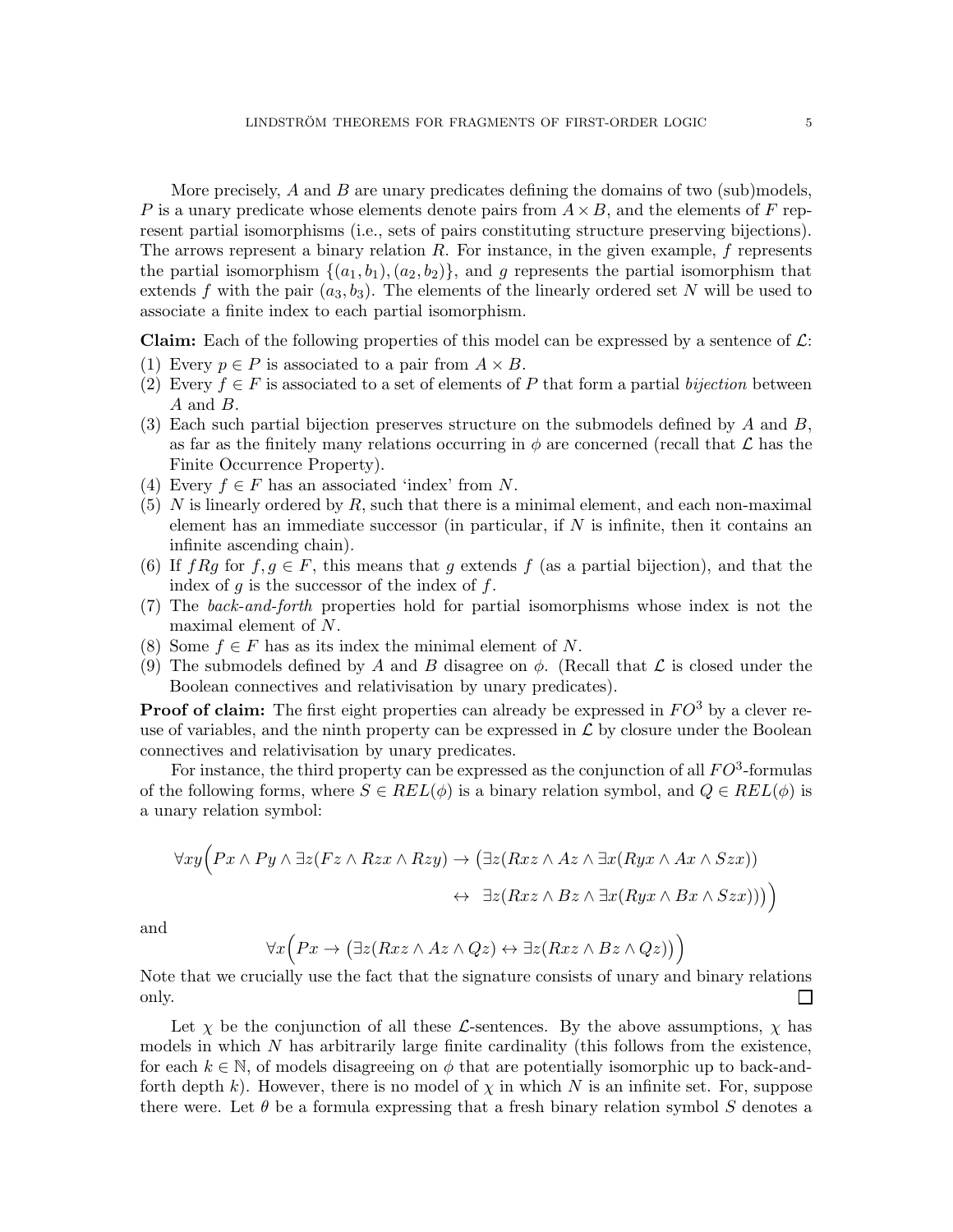More precisely, $A$ and $B$ are unary predicates defining the domains of two (sub)models, $P$ is a unary predicate whose elements denote pairs from $A \times B$, and the elements of $F$ represent partial isomorphisms (i.e., sets of pairs constituting structure preserving bijections). The arrows represent a binary relation $R$. For instance, in the given example, $f$ represents the partial isomorphism $\{(a_1, b_1), (a_2, b_2)\}$, and $g$ represents the partial isomorphism that extends $f$ with the pair $(a_3, b_3)$. The elements of the linearly ordered set $N$ will be used to associate a finite index to each partial isomorphism.

**Claim:** Each of the following properties of this model can be expressed by a sentence of $\mathcal{L}$:

(1) Every $p \in P$ is associated to a pair from $A \times B$.
(2) Every $f \in F$ is associated to a set of elements of $P$ that form a partial *bijection* between $A$ and $B$.
(3) Each such partial bijection preserves structure on the submodels defined by $A$ and $B$, as far as the finitely many relations occurring in $\phi$ are concerned (recall that $\mathcal{L}$ has the Finite Occurrence Property).
(4) Every $f \in F$ has an associated 'index' from $N$.
(5) $N$ is linearly ordered by $R$, such that there is a minimal element, and each non-maximal element has an immediate successor (in particular, if $N$ is infinite, then it contains an infinite ascending chain).
(6) If $fRg$ for $f, g \in F$, this means that $g$ extends $f$ (as a partial bijection), and that the index of $g$ is the successor of the index of $f$.
(7) The *back-and-forth* properties hold for partial isomorphisms whose index is not the maximal element of $N$.
(8) Some $f \in F$ has as its index the minimal element of $N$.
(9) The submodels defined by $A$ and $B$ disagree on $\phi$. (Recall that $\mathcal{L}$ is closed under the Boolean connectives and relativisation by unary predicates).

**Proof of claim:** The first eight properties can already be expressed in $FO^3$ by a clever re-use of variables, and the ninth property can be expressed in $\mathcal{L}$ by closure under the Boolean connectives and relativisation by unary predicates.

For instance, the third property can be expressed as the conjunction of all $FO^3$-formulas of the following forms, where $S \in REL(\phi)$ is a binary relation symbol, and $Q \in REL(\phi)$ is a unary relation symbol:

$$\forall xy\Big(Px \wedge Py \wedge \exists z(Fz \wedge Rzx \wedge Rzy) \rightarrow \big(\exists z(Rxz \wedge Az \wedge \exists x(Ryx \wedge Ax \wedge Szx)) \leftrightarrow \exists z(Rxz \wedge Bz \wedge \exists x(Ryx \wedge Bx \wedge Szx))\big)\Big)$$

and

$$\forall x\Big(Px \rightarrow \big(\exists z(Rxz \wedge Az \wedge Qz) \leftrightarrow \exists z(Rxz \wedge Bz \wedge Qz)\big)\Big)$$

Note that we crucially use the fact that the signature consists of unary and binary relations only. $\square$

Let $\chi$ be the conjunction of all these $\mathcal{L}$-sentences. By the above assumptions, $\chi$ has models in which $N$ has arbitrarily large finite cardinality (this follows from the existence, for each $k \in \mathbb{N}$, of models disagreeing on $\phi$ that are potentially isomorphic up to back-and-forth depth $k$). However, there is no model of $\chi$ in which $N$ is an infinite set. For, suppose there were. Let $\theta$ be a formula expressing that a fresh binary relation symbol $S$ denotes a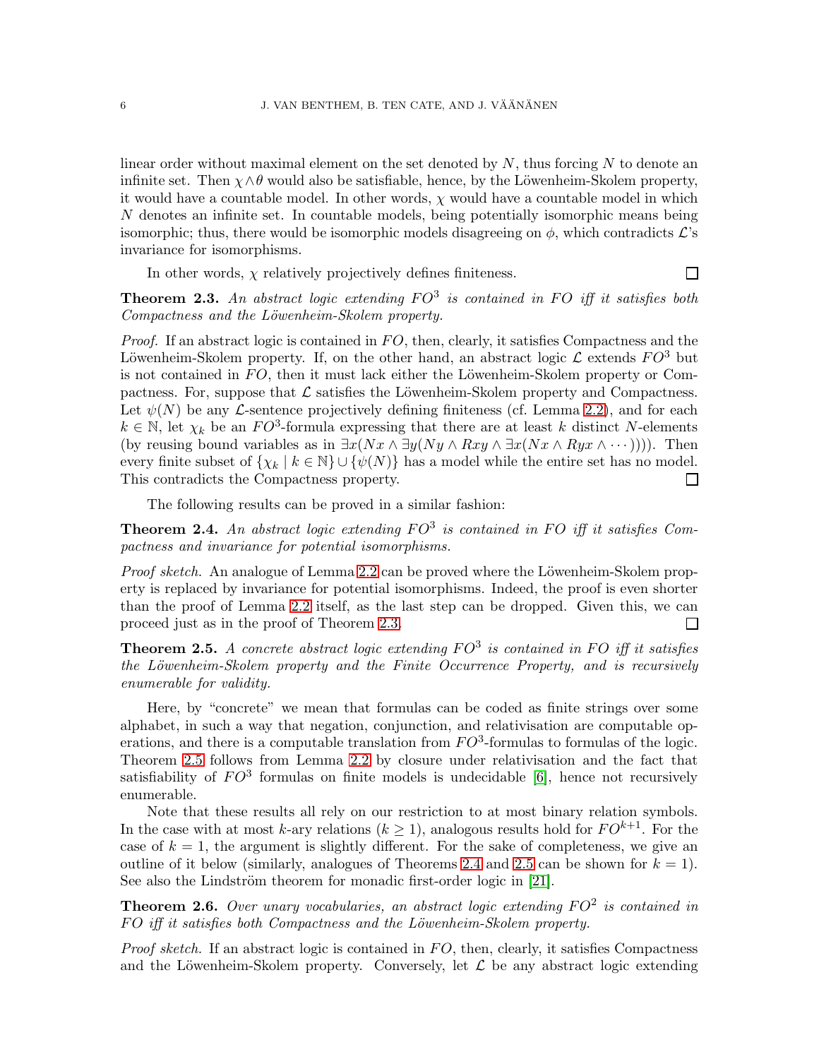linear order without maximal element on the set denoted by $N$, thus forcing $N$ to denote an infinite set. Then $\chi \wedge \theta$ would also be satisfiable, hence, by the Löwenheim-Skolem property, it would have a countable model. In other words, $\chi$ would have a countable model in which $N$ denotes an infinite set. In countable models, being potentially isomorphic means being isomorphic; thus, there would be isomorphic models disagreeing on $\phi$, which contradicts $\mathcal{L}$'s invariance for isomorphisms.

In other words, $\chi$ relatively projectively defines finiteness. □

**Theorem 2.3.** *An abstract logic extending $FO^3$ is contained in FO iff it satisfies both Compactness and the Löwenheim-Skolem property.*

*Proof.* If an abstract logic is contained in $FO$, then, clearly, it satisfies Compactness and the Löwenheim-Skolem property. If, on the other hand, an abstract logic $\mathcal{L}$ extends $FO^3$ but is not contained in $FO$, then it must lack either the Löwenheim-Skolem property or Compactness. For, suppose that $\mathcal{L}$ satisfies the Löwenheim-Skolem property and Compactness. Let $\psi(N)$ be any $\mathcal{L}$-sentence projectively defining finiteness (cf. Lemma 2.2), and for each $k \in \mathbb{N}$, let $\chi_k$ be an $FO^3$-formula expressing that there are at least $k$ distinct $N$-elements (by reusing bound variables as in $\exists x(Nx \wedge \exists y(Ny \wedge Rxy \wedge \exists x(Nx \wedge Ryx \wedge \cdots))))$. Then every finite subset of $\{\chi_k \mid k \in \mathbb{N}\} \cup \{\psi(N)\}$ has a model while the entire set has no model. This contradicts the Compactness property. □

The following results can be proved in a similar fashion:

**Theorem 2.4.** *An abstract logic extending $FO^3$ is contained in FO iff it satisfies Compactness and invariance for potential isomorphisms.*

*Proof sketch.* An analogue of Lemma 2.2 can be proved where the Löwenheim-Skolem property is replaced by invariance for potential isomorphisms. Indeed, the proof is even shorter than the proof of Lemma 2.2 itself, as the last step can be dropped. Given this, we can proceed just as in the proof of Theorem 2.3. □

**Theorem 2.5.** *A concrete abstract logic extending $FO^3$ is contained in FO iff it satisfies the Löwenheim-Skolem property and the Finite Occurrence Property, and is recursively enumerable for validity.*

Here, by "concrete" we mean that formulas can be coded as finite strings over some alphabet, in such a way that negation, conjunction, and relativisation are computable operations, and there is a computable translation from $FO^3$-formulas to formulas of the logic. Theorem 2.5 follows from Lemma 2.2 by closure under relativisation and the fact that satisfiability of $FO^3$ formulas on finite models is undecidable [6], hence not recursively enumerable.

Note that these results all rely on our restriction to at most binary relation symbols. In the case with at most $k$-ary relations ($k \geq 1$), analogous results hold for $FO^{k+1}$. For the case of $k = 1$, the argument is slightly different. For the sake of completeness, we give an outline of it below (similarly, analogues of Theorems 2.4 and 2.5 can be shown for $k = 1$). See also the Lindström theorem for monadic first-order logic in [21].

**Theorem 2.6.** *Over unary vocabularies, an abstract logic extending $FO^2$ is contained in FO iff it satisfies both Compactness and the Löwenheim-Skolem property.*

*Proof sketch.* If an abstract logic is contained in $FO$, then, clearly, it satisfies Compactness and the Löwenheim-Skolem property. Conversely, let $\mathcal{L}$ be any abstract logic extending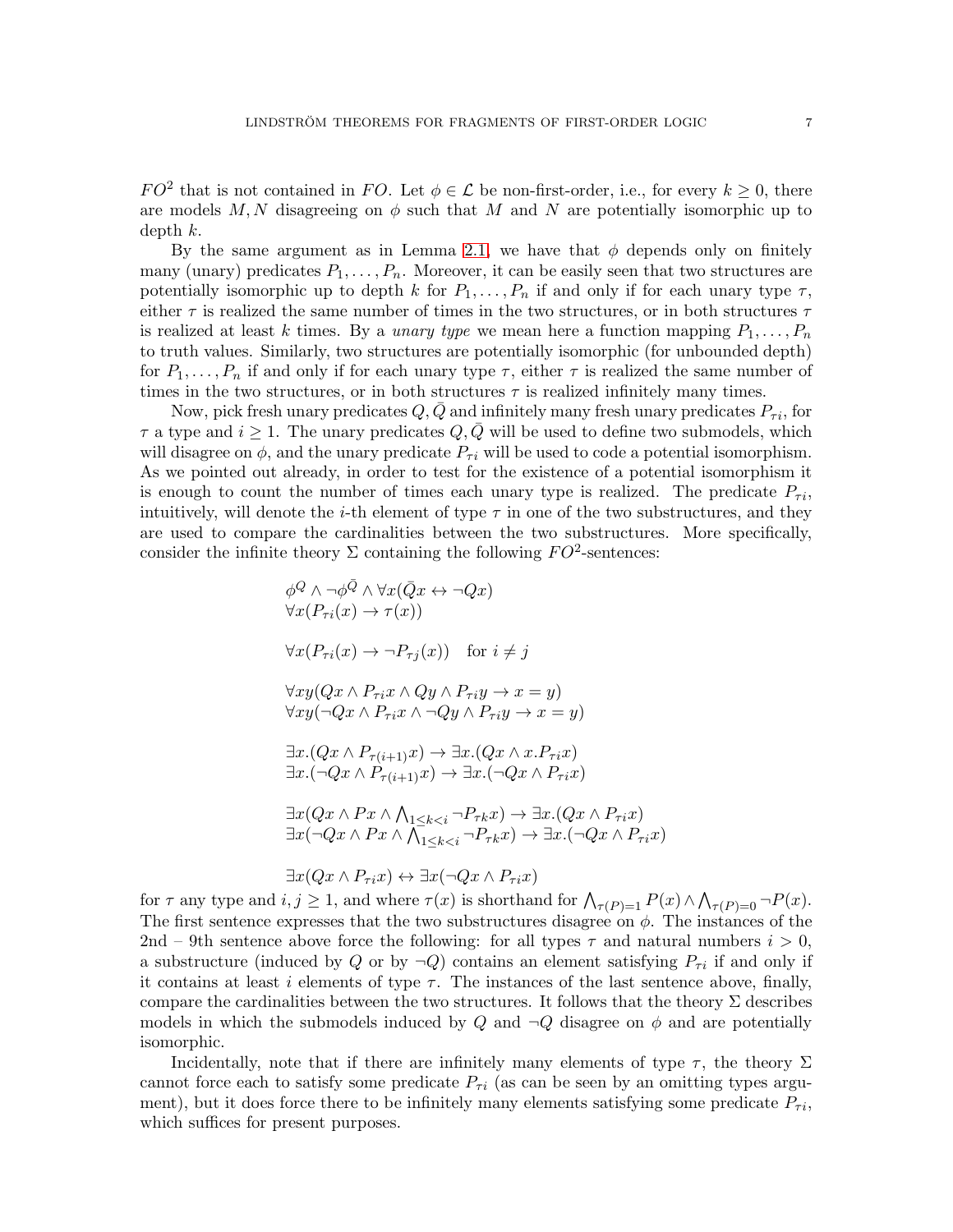$FO^2$ that is not contained in $FO$. Let $\phi \in \mathcal{L}$ be non-first-order, i.e., for every $k \geq 0$, there are models $M, N$ disagreeing on $\phi$ such that $M$ and $N$ are potentially isomorphic up to depth $k$.

By the same argument as in Lemma 2.1, we have that $\phi$ depends only on finitely many (unary) predicates $P_1, \ldots, P_n$. Moreover, it can be easily seen that two structures are potentially isomorphic up to depth $k$ for $P_1, \ldots, P_n$ if and only if for each unary type $\tau$, either $\tau$ is realized the same number of times in the two structures, or in both structures $\tau$ is realized at least $k$ times. By a *unary type* we mean here a function mapping $P_1, \ldots, P_n$ to truth values. Similarly, two structures are potentially isomorphic (for unbounded depth) for $P_1, \ldots, P_n$ if and only if for each unary type $\tau$, either $\tau$ is realized the same number of times in the two structures, or in both structures $\tau$ is realized infinitely many times.

Now, pick fresh unary predicates $Q, \bar{Q}$ and infinitely many fresh unary predicates $P_{\tau i}$, for $\tau$ a type and $i \geq 1$. The unary predicates $Q, \bar{Q}$ will be used to define two submodels, which will disagree on $\phi$, and the unary predicate $P_{\tau i}$ will be used to code a potential isomorphism. As we pointed out already, in order to test for the existence of a potential isomorphism it is enough to count the number of times each unary type is realized. The predicate $P_{\tau i}$, intuitively, will denote the $i$-th element of type $\tau$ in one of the two substructures, and they are used to compare the cardinalities between the two substructures. More specifically, consider the infinite theory $\Sigma$ containing the following $FO^2$-sentences:

$$\phi^Q \wedge \neg\phi^{\bar{Q}} \wedge \forall x(\bar{Q}x \leftrightarrow \neg Qx)$$
$$\forall x(P_{\tau i}(x) \rightarrow \tau(x))$$

$$\forall x(P_{\tau i}(x) \rightarrow \neg P_{\tau j}(x)) \quad \text{for } i \neq j$$

$$\forall xy(Qx \wedge P_{\tau i}x \wedge Qy \wedge P_{\tau i}y \rightarrow x = y)$$
$$\forall xy(\neg Qx \wedge P_{\tau i}x \wedge \neg Qy \wedge P_{\tau i}y \rightarrow x = y)$$

$$\exists x.(Qx \wedge P_{\tau(i+1)}x) \rightarrow \exists x.(Qx \wedge x.P_{\tau i}x)$$
$$\exists x.(\neg Qx \wedge P_{\tau(i+1)}x) \rightarrow \exists x.(\neg Qx \wedge P_{\tau i}x)$$

$$\exists x(Qx \wedge Px \wedge \textstyle\bigwedge_{1 \leq k < i} \neg P_{\tau k}x) \rightarrow \exists x.(Qx \wedge P_{\tau i}x)$$
$$\exists x(\neg Qx \wedge Px \wedge \textstyle\bigwedge_{1 \leq k < i} \neg P_{\tau k}x) \rightarrow \exists x.(\neg Qx \wedge P_{\tau i}x)$$

$$\exists x(Qx \wedge P_{\tau i}x) \leftrightarrow \exists x(\neg Qx \wedge P_{\tau i}x)$$

for $\tau$ any type and $i, j \geq 1$, and where $\tau(x)$ is shorthand for $\bigwedge_{\tau(P)=1} P(x) \wedge \bigwedge_{\tau(P)=0} \neg P(x)$. The first sentence expresses that the two substructures disagree on $\phi$. The instances of the 2nd – 9th sentence above force the following: for all types $\tau$ and natural numbers $i > 0$, a substructure (induced by $Q$ or by $\neg Q$) contains an element satisfying $P_{\tau i}$ if and only if it contains at least $i$ elements of type $\tau$. The instances of the last sentence above, finally, compare the cardinalities between the two structures. It follows that the theory $\Sigma$ describes models in which the submodels induced by $Q$ and $\neg Q$ disagree on $\phi$ and are potentially isomorphic.

Incidentally, note that if there are infinitely many elements of type $\tau$, the theory $\Sigma$ cannot force each to satisfy some predicate $P_{\tau i}$ (as can be seen by an omitting types argument), but it does force there to be infinitely many elements satisfying some predicate $P_{\tau i}$, which suffices for present purposes.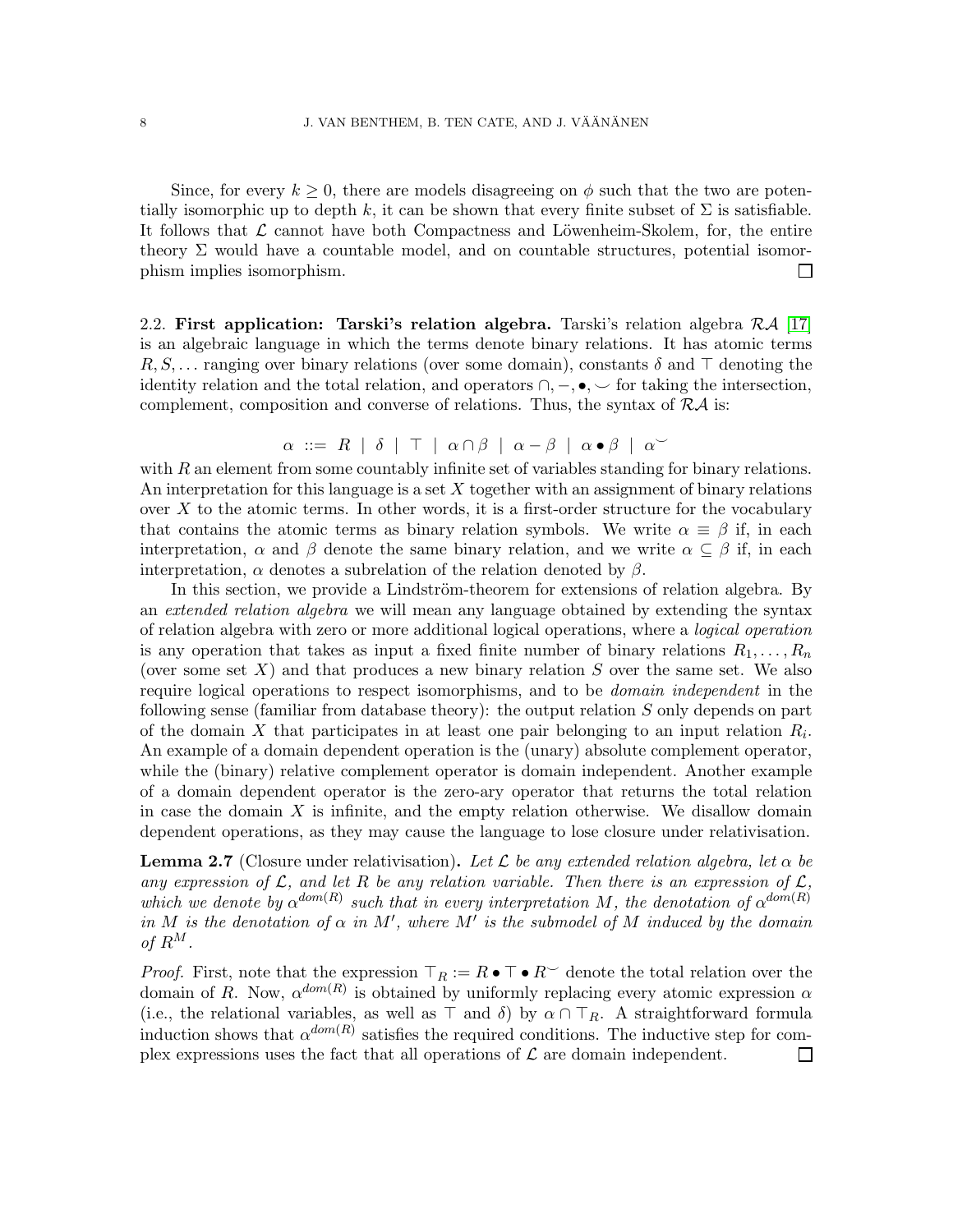Since, for every $k \geq 0$, there are models disagreeing on $\phi$ such that the two are potentially isomorphic up to depth $k$, it can be shown that every finite subset of $\Sigma$ is satisfiable. It follows that $\mathcal{L}$ cannot have both Compactness and Löwenheim-Skolem, for, the entire theory $\Sigma$ would have a countable model, and on countable structures, potential isomorphism implies isomorphism. ☐

### 2.2. First application: Tarski's relation algebra.

Tarski's relation algebra $\mathcal{RA}$ [17] is an algebraic language in which the terms denote binary relations. It has atomic terms $R, S, \ldots$ ranging over binary relations (over some domain), constants $\delta$ and $\top$ denoting the identity relation and the total relation, and operators $\cap, -, \bullet, \smile$ for taking the intersection, complement, composition and converse of relations. Thus, the syntax of $\mathcal{RA}$ is:

$$\alpha \ ::= \ R \ | \ \delta \ | \ \top \ | \ \alpha \cap \beta \ | \ \alpha - \beta \ | \ \alpha \bullet \beta \ | \ \alpha^{\smile}$$

with $R$ an element from some countably infinite set of variables standing for binary relations. An interpretation for this language is a set $X$ together with an assignment of binary relations over $X$ to the atomic terms. In other words, it is a first-order structure for the vocabulary that contains the atomic terms as binary relation symbols. We write $\alpha \equiv \beta$ if, in each interpretation, $\alpha$ and $\beta$ denote the same binary relation, and we write $\alpha \subseteq \beta$ if, in each interpretation, $\alpha$ denotes a subrelation of the relation denoted by $\beta$.

In this section, we provide a Lindström-theorem for extensions of relation algebra. By an *extended relation algebra* we will mean any language obtained by extending the syntax of relation algebra with zero or more additional logical operations, where a *logical operation* is any operation that takes as input a fixed finite number of binary relations $R_1, \ldots, R_n$ (over some set $X$) and that produces a new binary relation $S$ over the same set. We also require logical operations to respect isomorphisms, and to be *domain independent* in the following sense (familiar from database theory): the output relation $S$ only depends on part of the domain $X$ that participates in at least one pair belonging to an input relation $R_i$. An example of a domain dependent operation is the (unary) absolute complement operator, while the (binary) relative complement operator is domain independent. Another example of a domain dependent operator is the zero-ary operator that returns the total relation in case the domain $X$ is infinite, and the empty relation otherwise. We disallow domain dependent operations, as they may cause the language to lose closure under relativisation.

**Lemma 2.7** (Closure under relativisation)**.** *Let $\mathcal{L}$ be any extended relation algebra, let $\alpha$ be any expression of $\mathcal{L}$, and let $R$ be any relation variable. Then there is an expression of $\mathcal{L}$, which we denote by $\alpha^{dom(R)}$ such that in every interpretation $M$, the denotation of $\alpha^{dom(R)}$ in $M$ is the denotation of $\alpha$ in $M'$, where $M'$ is the submodel of $M$ induced by the domain of $R^M$.*

*Proof.* First, note that the expression $\top_R := R \bullet \top \bullet R^{\smile}$ denote the total relation over the domain of $R$. Now, $\alpha^{dom(R)}$ is obtained by uniformly replacing every atomic expression $\alpha$ (i.e., the relational variables, as well as $\top$ and $\delta$) by $\alpha \cap \top_R$. A straightforward formula induction shows that $\alpha^{dom(R)}$ satisfies the required conditions. The inductive step for complex expressions uses the fact that all operations of $\mathcal{L}$ are domain independent. ☐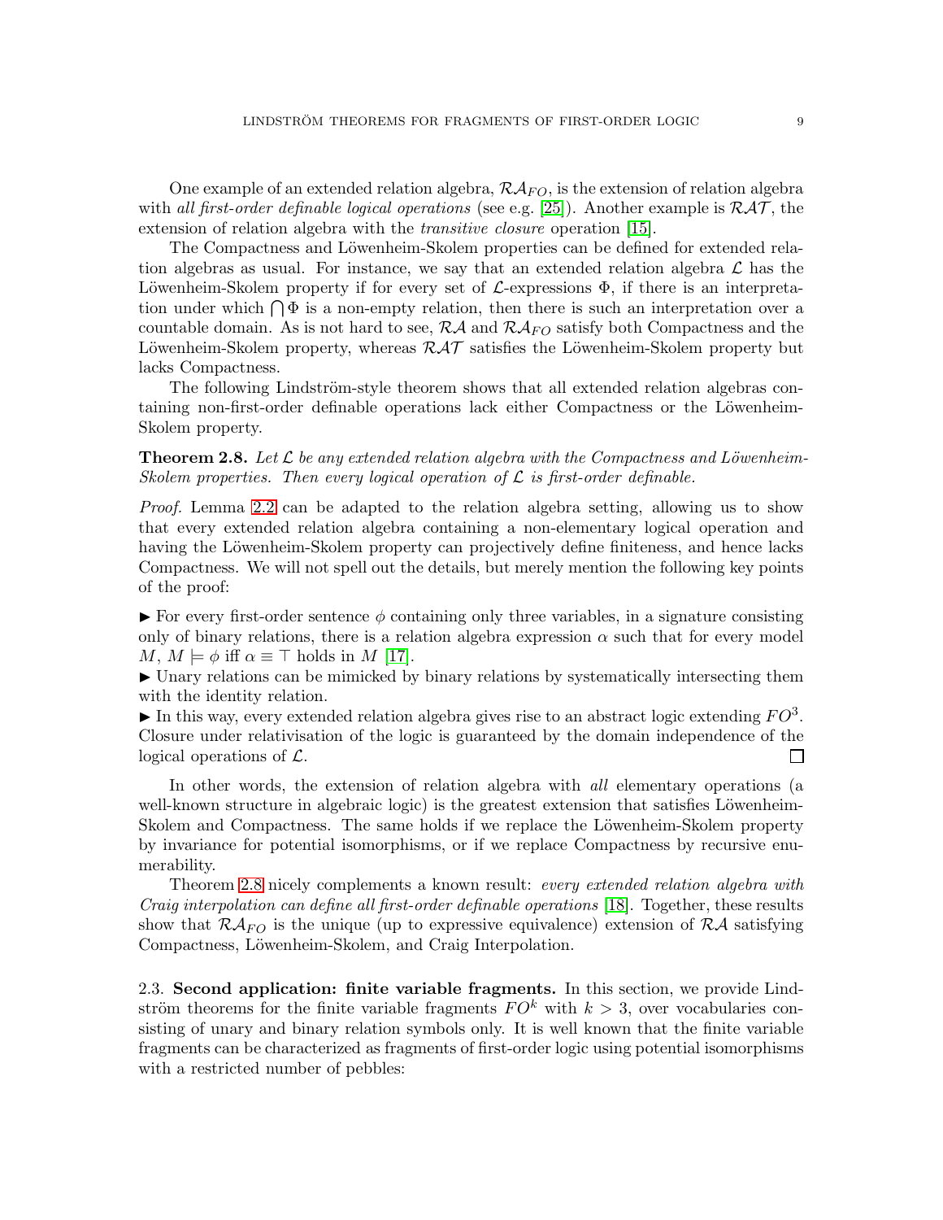One example of an extended relation algebra, $\mathcal{RA}_{FO}$, is the extension of relation algebra with *all first-order definable logical operations* (see e.g. [25]). Another example is $\mathcal{RAT}$, the extension of relation algebra with the *transitive closure* operation [15].

The Compactness and Löwenheim-Skolem properties can be defined for extended relation algebras as usual. For instance, we say that an extended relation algebra $\mathcal{L}$ has the Löwenheim-Skolem property if for every set of $\mathcal{L}$-expressions $\Phi$, if there is an interpretation under which $\bigcap \Phi$ is a non-empty relation, then there is such an interpretation over a countable domain. As is not hard to see, $\mathcal{RA}$ and $\mathcal{RA}_{FO}$ satisfy both Compactness and the Löwenheim-Skolem property, whereas $\mathcal{RAT}$ satisfies the Löwenheim-Skolem property but lacks Compactness.

The following Lindström-style theorem shows that all extended relation algebras containing non-first-order definable operations lack either Compactness or the Löwenheim-Skolem property.

**Theorem 2.8.** *Let $\mathcal{L}$ be any extended relation algebra with the Compactness and Löwenheim-Skolem properties. Then every logical operation of $\mathcal{L}$ is first-order definable.*

*Proof.* Lemma 2.2 can be adapted to the relation algebra setting, allowing us to show that every extended relation algebra containing a non-elementary logical operation and having the Löwenheim-Skolem property can projectively define finiteness, and hence lacks Compactness. We will not spell out the details, but merely mention the following key points of the proof:

► For every first-order sentence $\phi$ containing only three variables, in a signature consisting only of binary relations, there is a relation algebra expression $\alpha$ such that for every model $M$, $M \models \phi$ iff $\alpha \equiv \top$ holds in $M$ [17].
► Unary relations can be mimicked by binary relations by systematically intersecting them with the identity relation.
► In this way, every extended relation algebra gives rise to an abstract logic extending $FO^3$. Closure under relativisation of the logic is guaranteed by the domain independence of the logical operations of $\mathcal{L}$. □

In other words, the extension of relation algebra with *all* elementary operations (a well-known structure in algebraic logic) is the greatest extension that satisfies Löwenheim-Skolem and Compactness. The same holds if we replace the Löwenheim-Skolem property by invariance for potential isomorphisms, or if we replace Compactness by recursive enumerability.

Theorem 2.8 nicely complements a known result: *every extended relation algebra with Craig interpolation can define all first-order definable operations* [18]. Together, these results show that $\mathcal{RA}_{FO}$ is the unique (up to expressive equivalence) extension of $\mathcal{RA}$ satisfying Compactness, Löwenheim-Skolem, and Craig Interpolation.

2.3. **Second application: finite variable fragments.** In this section, we provide Lindström theorems for the finite variable fragments $FO^k$ with $k > 3$, over vocabularies consisting of unary and binary relation symbols only. It is well known that the finite variable fragments can be characterized as fragments of first-order logic using potential isomorphisms with a restricted number of pebbles: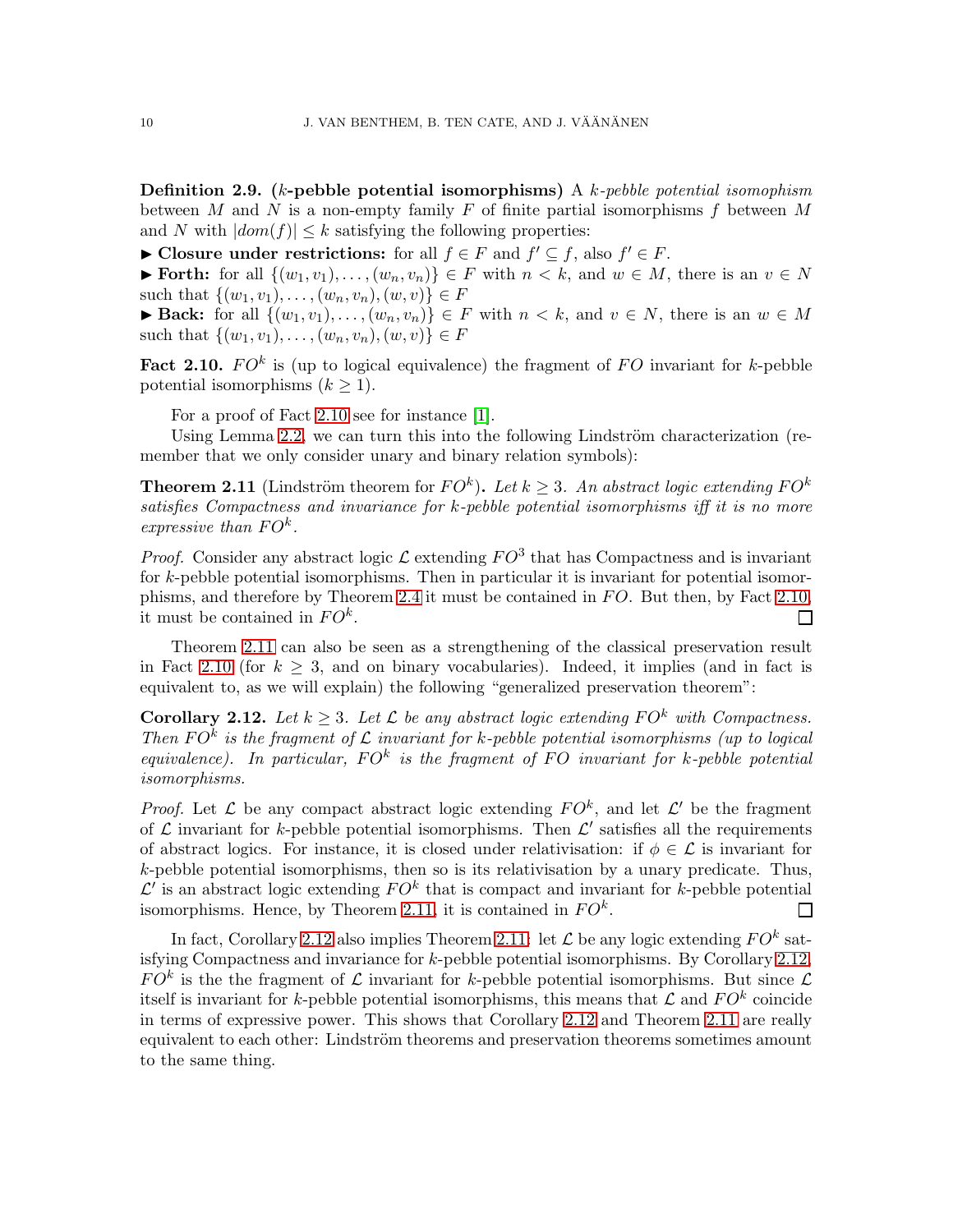**Definition 2.9.** (**$k$-pebble potential isomorphisms**) A *$k$-pebble potential isomophism* between $M$ and $N$ is a non-empty family $F$ of finite partial isomorphisms $f$ between $M$ and $N$ with $|dom(f)| \leq k$ satisfying the following properties:

► **Closure under restrictions:** for all $f \in F$ and $f' \subseteq f$, also $f' \in F$.

► **Forth:** for all $\{(w_1, v_1), \ldots, (w_n, v_n)\} \in F$ with $n < k$, and $w \in M$, there is an $v \in N$ such that $\{(w_1, v_1), \ldots, (w_n, v_n), (w, v)\} \in F$

► **Back:** for all $\{(w_1, v_1), \ldots, (w_n, v_n)\} \in F$ with $n < k$, and $v \in N$, there is an $w \in M$ such that $\{(w_1, v_1), \ldots, (w_n, v_n), (w, v)\} \in F$

**Fact 2.10.** $FO^k$ is (up to logical equivalence) the fragment of $FO$ invariant for $k$-pebble potential isomorphisms ($k \geq 1$).

For a proof of Fact 2.10 see for instance [1].

Using Lemma 2.2, we can turn this into the following Lindström characterization (remember that we only consider unary and binary relation symbols):

**Theorem 2.11** (Lindström theorem for $FO^k$). *Let $k \geq 3$. An abstract logic extending $FO^k$ satisfies Compactness and invariance for $k$-pebble potential isomorphisms iff it is no more expressive than $FO^k$.*

*Proof.* Consider any abstract logic $\mathcal{L}$ extending $FO^3$ that has Compactness and is invariant for $k$-pebble potential isomorphisms. Then in particular it is invariant for potential isomorphisms, and therefore by Theorem 2.4 it must be contained in $FO$. But then, by Fact 2.10, it must be contained in $FO^k$. □

Theorem 2.11 can also be seen as a strengthening of the classical preservation result in Fact 2.10 (for $k \geq 3$, and on binary vocabularies). Indeed, it implies (and in fact is equivalent to, as we will explain) the following "generalized preservation theorem":

**Corollary 2.12.** *Let $k \geq 3$. Let $\mathcal{L}$ be any abstract logic extending $FO^k$ with Compactness. Then $FO^k$ is the fragment of $\mathcal{L}$ invariant for $k$-pebble potential isomorphisms (up to logical equivalence). In particular, $FO^k$ is the fragment of $FO$ invariant for $k$-pebble potential isomorphisms.*

*Proof.* Let $\mathcal{L}$ be any compact abstract logic extending $FO^k$, and let $\mathcal{L}'$ be the fragment of $\mathcal{L}$ invariant for $k$-pebble potential isomorphisms. Then $\mathcal{L}'$ satisfies all the requirements of abstract logics. For instance, it is closed under relativisation: if $\phi \in \mathcal{L}$ is invariant for $k$-pebble potential isomorphisms, then so is its relativisation by a unary predicate. Thus, $\mathcal{L}'$ is an abstract logic extending $FO^k$ that is compact and invariant for $k$-pebble potential isomorphisms. Hence, by Theorem 2.11, it is contained in $FO^k$. □

In fact, Corollary 2.12 also implies Theorem 2.11: let $\mathcal{L}$ be any logic extending $FO^k$ satisfying Compactness and invariance for $k$-pebble potential isomorphisms. By Corollary 2.12, $FO^k$ is the the fragment of $\mathcal{L}$ invariant for $k$-pebble potential isomorphisms. But since $\mathcal{L}$ itself is invariant for $k$-pebble potential isomorphisms, this means that $\mathcal{L}$ and $FO^k$ coincide in terms of expressive power. This shows that Corollary 2.12 and Theorem 2.11 are really equivalent to each other: Lindström theorems and preservation theorems sometimes amount to the same thing.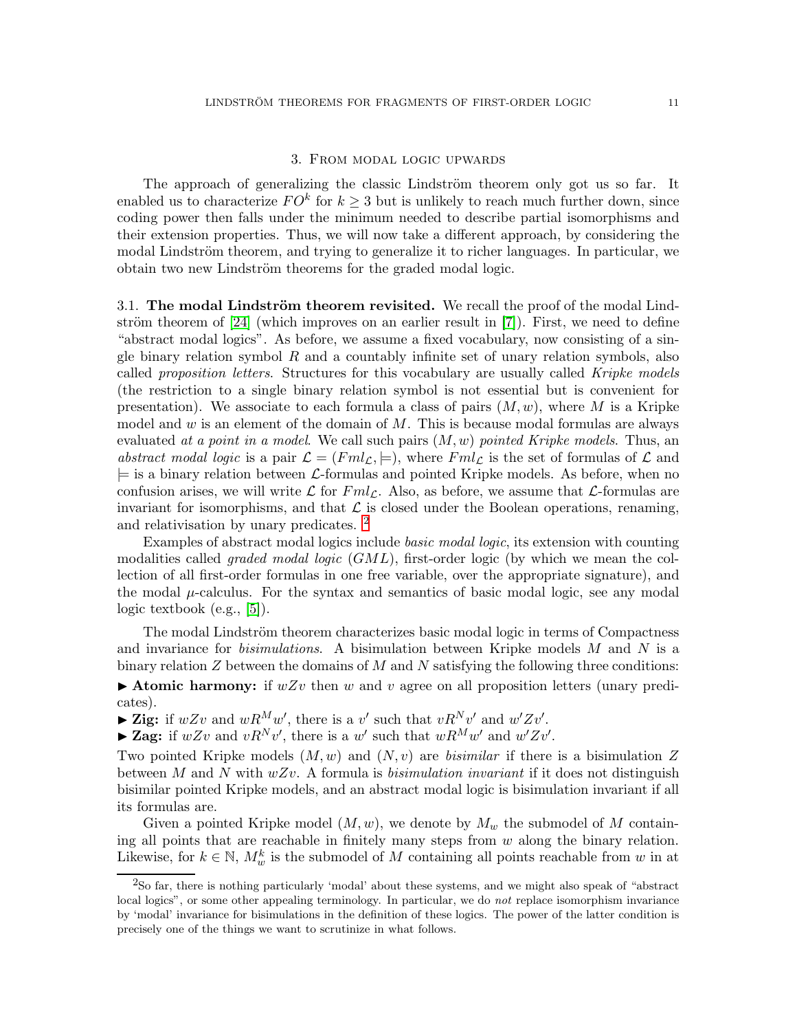## 3. From modal logic upwards

The approach of generalizing the classic Lindström theorem only got us so far. It enabled us to characterize $FO^k$ for $k \geq 3$ but is unlikely to reach much further down, since coding power then falls under the minimum needed to describe partial isomorphisms and their extension properties. Thus, we will now take a different approach, by considering the modal Lindström theorem, and trying to generalize it to richer languages. In particular, we obtain two new Lindström theorems for the graded modal logic.

### 3.1. **The modal Lindström theorem revisited.**

We recall the proof of the modal Lindström theorem of [24] (which improves on an earlier result in [7]). First, we need to define "abstract modal logics". As before, we assume a fixed vocabulary, now consisting of a single binary relation symbol $R$ and a countably infinite set of unary relation symbols, also called *proposition letters*. Structures for this vocabulary are usually called *Kripke models* (the restriction to a single binary relation symbol is not essential but is convenient for presentation). We associate to each formula a class of pairs $(M, w)$, where $M$ is a Kripke model and $w$ is an element of the domain of $M$. This is because modal formulas are always evaluated *at a point in a model*. We call such pairs $(M, w)$ *pointed Kripke models*. Thus, an *abstract modal logic* is a pair $\mathcal{L} = (Fml_{\mathcal{L}}, \models)$, where $Fml_{\mathcal{L}}$ is the set of formulas of $\mathcal{L}$ and $\models$ is a binary relation between $\mathcal{L}$-formulas and pointed Kripke models. As before, when no confusion arises, we will write $\mathcal{L}$ for $Fml_{\mathcal{L}}$. Also, as before, we assume that $\mathcal{L}$-formulas are invariant for isomorphisms, and that $\mathcal{L}$ is closed under the Boolean operations, renaming, and relativisation by unary predicates. [2]

Examples of abstract modal logics include *basic modal logic*, its extension with counting modalities called *graded modal logic* ($GML$), first-order logic (by which we mean the collection of all first-order formulas in one free variable, over the appropriate signature), and the modal $\mu$-calculus. For the syntax and semantics of basic modal logic, see any modal logic textbook (e.g., [5]).

The modal Lindström theorem characterizes basic modal logic in terms of Compactness and invariance for *bisimulations*. A bisimulation between Kripke models $M$ and $N$ is a binary relation $Z$ between the domains of $M$ and $N$ satisfying the following three conditions:

► **Atomic harmony:** if $wZv$ then $w$ and $v$ agree on all proposition letters (unary predicates).

► **Zig:** if $wZv$ and $wR^M w'$, there is a $v'$ such that $vR^N v'$ and $w'Zv'$.

► **Zag:** if $wZv$ and $vR^N v'$, there is a $w'$ such that $wR^M w'$ and $w'Zv'$.

Two pointed Kripke models $(M, w)$ and $(N, v)$ are *bisimilar* if there is a bisimulation $Z$ between $M$ and $N$ with $wZv$. A formula is *bisimulation invariant* if it does not distinguish bisimilar pointed Kripke models, and an abstract modal logic is bisimulation invariant if all its formulas are.

Given a pointed Kripke model $(M, w)$, we denote by $M_w$ the submodel of $M$ containing all points that are reachable in finitely many steps from $w$ along the binary relation. Likewise, for $k \in \mathbb{N}$, $M_w^k$ is the submodel of $M$ containing all points reachable from $w$ in at

[2] So far, there is nothing particularly 'modal' about these systems, and we might also speak of "abstract local logics", or some other appealing terminology. In particular, we do *not* replace isomorphism invariance by 'modal' invariance for bisimulations in the definition of these logics. The power of the latter condition is precisely one of the things we want to scrutinize in what follows.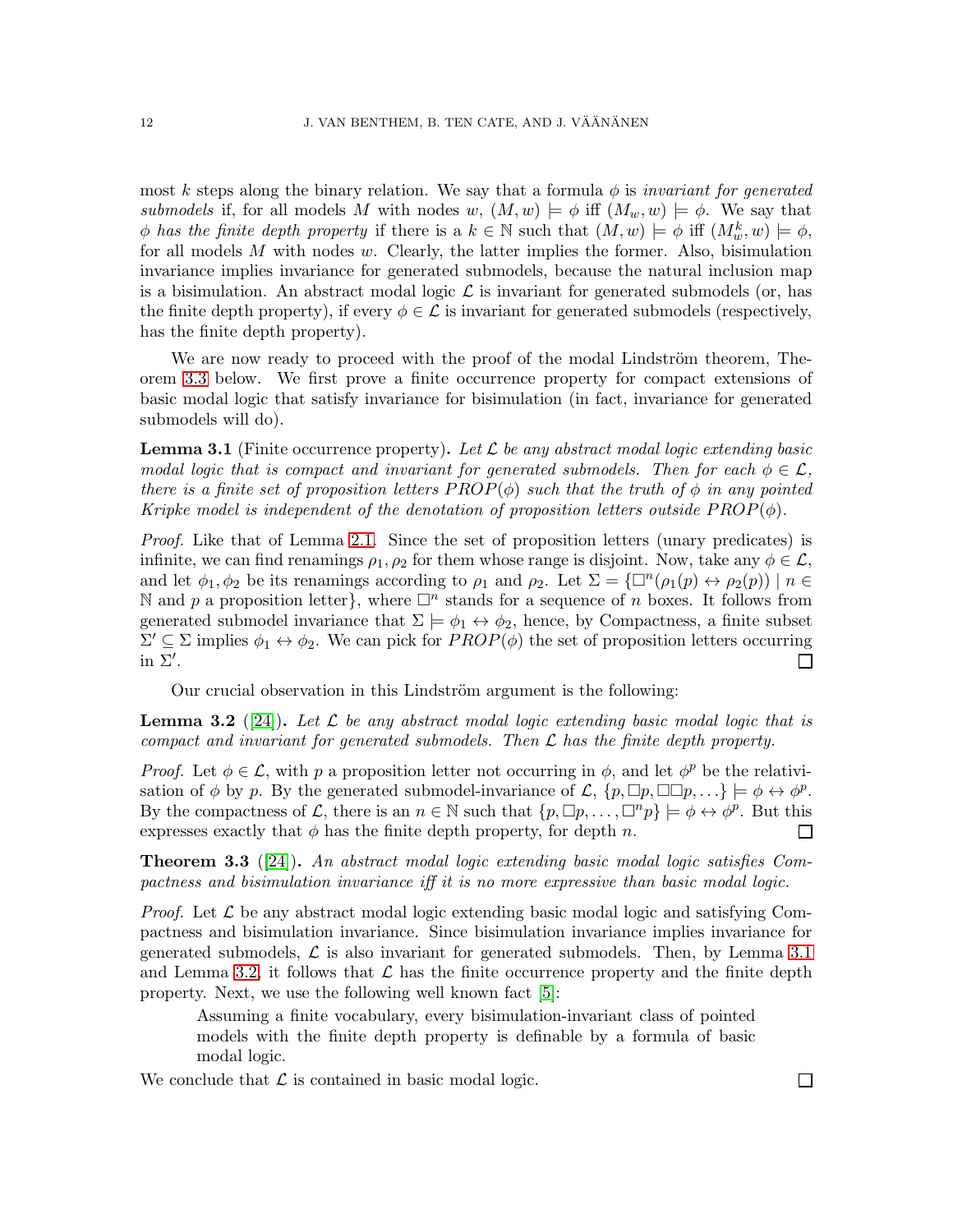most $k$ steps along the binary relation. We say that a formula $\phi$ is *invariant for generated submodels* if, for all models $M$ with nodes $w$, $(M, w) \models \phi$ iff $(M_w, w) \models \phi$. We say that $\phi$ *has the finite depth property* if there is a $k \in \mathbb{N}$ such that $(M, w) \models \phi$ iff $(M^k_w, w) \models \phi$, for all models $M$ with nodes $w$. Clearly, the latter implies the former. Also, bisimulation invariance implies invariance for generated submodels, because the natural inclusion map is a bisimulation. An abstract modal logic $\mathcal{L}$ is invariant for generated submodels (or, has the finite depth property), if every $\phi \in \mathcal{L}$ is invariant for generated submodels (respectively, has the finite depth property).

We are now ready to proceed with the proof of the modal Lindström theorem, Theorem 3.3 below. We first prove a finite occurrence property for compact extensions of basic modal logic that satisfy invariance for bisimulation (in fact, invariance for generated submodels will do).

**Lemma 3.1** (Finite occurrence property)**.** *Let $\mathcal{L}$ be any abstract modal logic extending basic modal logic that is compact and invariant for generated submodels. Then for each $\phi \in \mathcal{L}$, there is a finite set of proposition letters $PROP(\phi)$ such that the truth of $\phi$ in any pointed Kripke model is independent of the denotation of proposition letters outside $PROP(\phi)$.*

*Proof.* Like that of Lemma 2.1. Since the set of proposition letters (unary predicates) is infinite, we can find renamings $\rho_1, \rho_2$ for them whose range is disjoint. Now, take any $\phi \in \mathcal{L}$, and let $\phi_1, \phi_2$ be its renamings according to $\rho_1$ and $\rho_2$. Let $\Sigma = \{\Box^n(\rho_1(p) \leftrightarrow \rho_2(p)) \mid n \in \mathbb{N}$ and $p$ a proposition letter$\}$, where $\Box^n$ stands for a sequence of $n$ boxes. It follows from generated submodel invariance that $\Sigma \models \phi_1 \leftrightarrow \phi_2$, hence, by Compactness, a finite subset $\Sigma' \subseteq \Sigma$ implies $\phi_1 \leftrightarrow \phi_2$. We can pick for $PROP(\phi)$ the set of proposition letters occurring in $\Sigma'$. $\square$

Our crucial observation in this Lindström argument is the following:

**Lemma 3.2** ([24])**.** *Let $\mathcal{L}$ be any abstract modal logic extending basic modal logic that is compact and invariant for generated submodels. Then $\mathcal{L}$ has the finite depth property.*

*Proof.* Let $\phi \in \mathcal{L}$, with $p$ a proposition letter not occurring in $\phi$, and let $\phi^p$ be the relativisation of $\phi$ by $p$. By the generated submodel-invariance of $\mathcal{L}$, $\{p, \Box p, \Box\Box p, \ldots\} \models \phi \leftrightarrow \phi^p$. By the compactness of $\mathcal{L}$, there is an $n \in \mathbb{N}$ such that $\{p, \Box p, \ldots, \Box^n p\} \models \phi \leftrightarrow \phi^p$. But this expresses exactly that $\phi$ has the finite depth property, for depth $n$. $\square$

**Theorem 3.3** ([24])**.** *An abstract modal logic extending basic modal logic satisfies Compactness and bisimulation invariance iff it is no more expressive than basic modal logic.*

*Proof.* Let $\mathcal{L}$ be any abstract modal logic extending basic modal logic and satisfying Compactness and bisimulation invariance. Since bisimulation invariance implies invariance for generated submodels, $\mathcal{L}$ is also invariant for generated submodels. Then, by Lemma 3.1 and Lemma 3.2, it follows that $\mathcal{L}$ has the finite occurrence property and the finite depth property. Next, we use the following well known fact [5]:

> Assuming a finite vocabulary, every bisimulation-invariant class of pointed models with the finite depth property is definable by a formula of basic modal logic.

We conclude that $\mathcal{L}$ is contained in basic modal logic. $\square$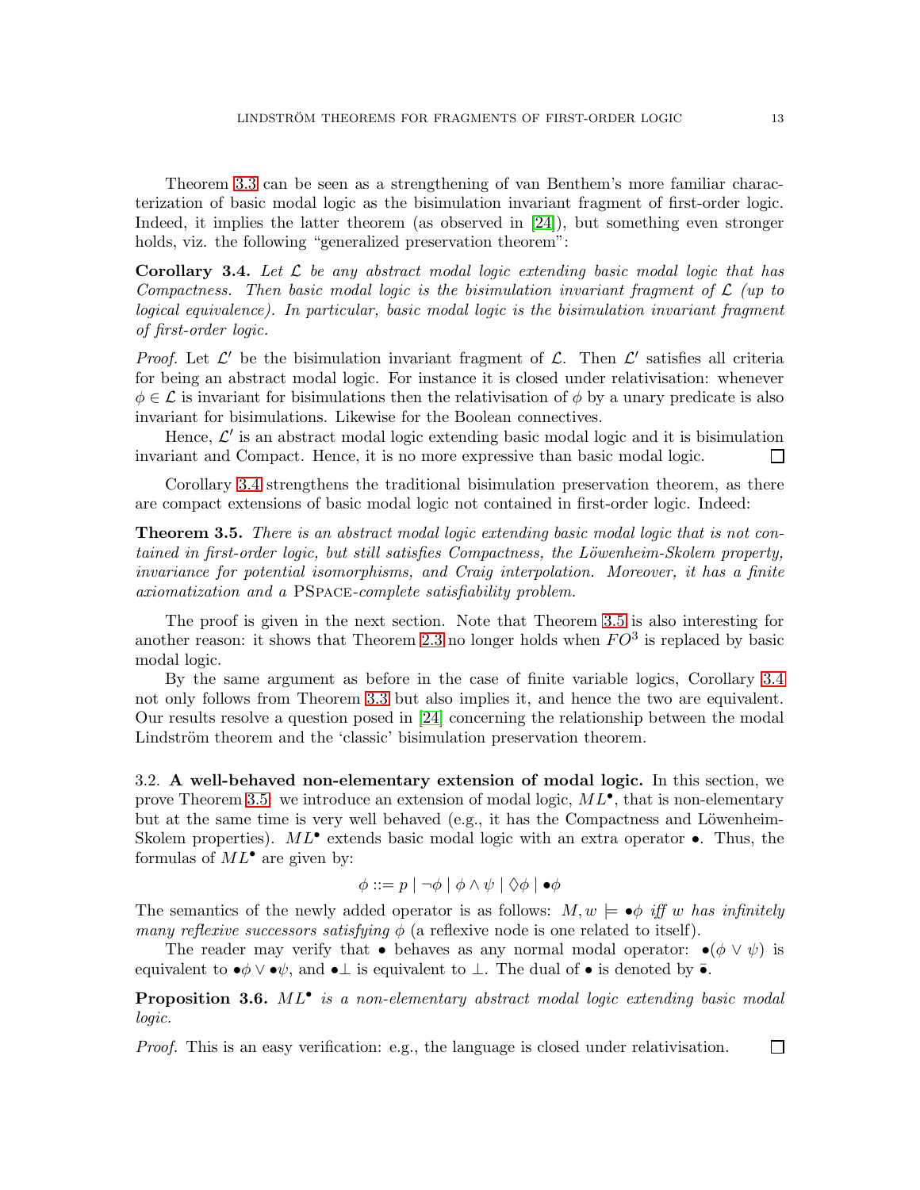Theorem 3.3 can be seen as a strengthening of van Benthem's more familiar characterization of basic modal logic as the bisimulation invariant fragment of first-order logic. Indeed, it implies the latter theorem (as observed in [24]), but something even stronger holds, viz. the following "generalized preservation theorem":

**Corollary 3.4.** *Let $\mathcal{L}$ be any abstract modal logic extending basic modal logic that has Compactness. Then basic modal logic is the bisimulation invariant fragment of $\mathcal{L}$ (up to logical equivalence). In particular, basic modal logic is the bisimulation invariant fragment of first-order logic.*

*Proof.* Let $\mathcal{L}'$ be the bisimulation invariant fragment of $\mathcal{L}$. Then $\mathcal{L}'$ satisfies all criteria for being an abstract modal logic. For instance it is closed under relativisation: whenever $\phi \in \mathcal{L}$ is invariant for bisimulations then the relativisation of $\phi$ by a unary predicate is also invariant for bisimulations. Likewise for the Boolean connectives.

Hence, $\mathcal{L}'$ is an abstract modal logic extending basic modal logic and it is bisimulation invariant and Compact. Hence, it is no more expressive than basic modal logic. □

Corollary 3.4 strengthens the traditional bisimulation preservation theorem, as there are compact extensions of basic modal logic not contained in first-order logic. Indeed:

**Theorem 3.5.** *There is an abstract modal logic extending basic modal logic that is not contained in first-order logic, but still satisfies Compactness, the Löwenheim-Skolem property, invariance for potential isomorphisms, and Craig interpolation. Moreover, it has a finite axiomatization and a* PSpace*-complete satisfiability problem.*

The proof is given in the next section. Note that Theorem 3.5 is also interesting for another reason: it shows that Theorem 2.3 no longer holds when $FO^3$ is replaced by basic modal logic.

By the same argument as before in the case of finite variable logics, Corollary 3.4 not only follows from Theorem 3.3 but also implies it, and hence the two are equivalent. Our results resolve a question posed in [24] concerning the relationship between the modal Lindström theorem and the 'classic' bisimulation preservation theorem.

### 3.2. A well-behaved non-elementary extension of modal logic.

In this section, we prove Theorem 3.5: we introduce an extension of modal logic, $ML^\bullet$, that is non-elementary but at the same time is very well behaved (e.g., it has the Compactness and Löwenheim-Skolem properties). $ML^\bullet$ extends basic modal logic with an extra operator $\bullet$. Thus, the formulas of $ML^\bullet$ are given by:

$$\phi ::= p \mid \neg\phi \mid \phi \wedge \psi \mid \Diamond\phi \mid \bullet\phi$$

The semantics of the newly added operator is as follows: $M, w \models \bullet\phi$ *iff* $w$ *has infinitely many reflexive successors satisfying* $\phi$ (a reflexive node is one related to itself).

The reader may verify that $\bullet$ behaves as any normal modal operator: $\bullet(\phi \vee \psi)$ is equivalent to $\bullet\phi \vee \bullet\psi$, and $\bullet\bot$ is equivalent to $\bot$. The dual of $\bullet$ is denoted by $\bar{\bullet}$.

**Proposition 3.6.** *$ML^\bullet$ is a non-elementary abstract modal logic extending basic modal logic.*

*Proof.* This is an easy verification: e.g., the language is closed under relativisation. □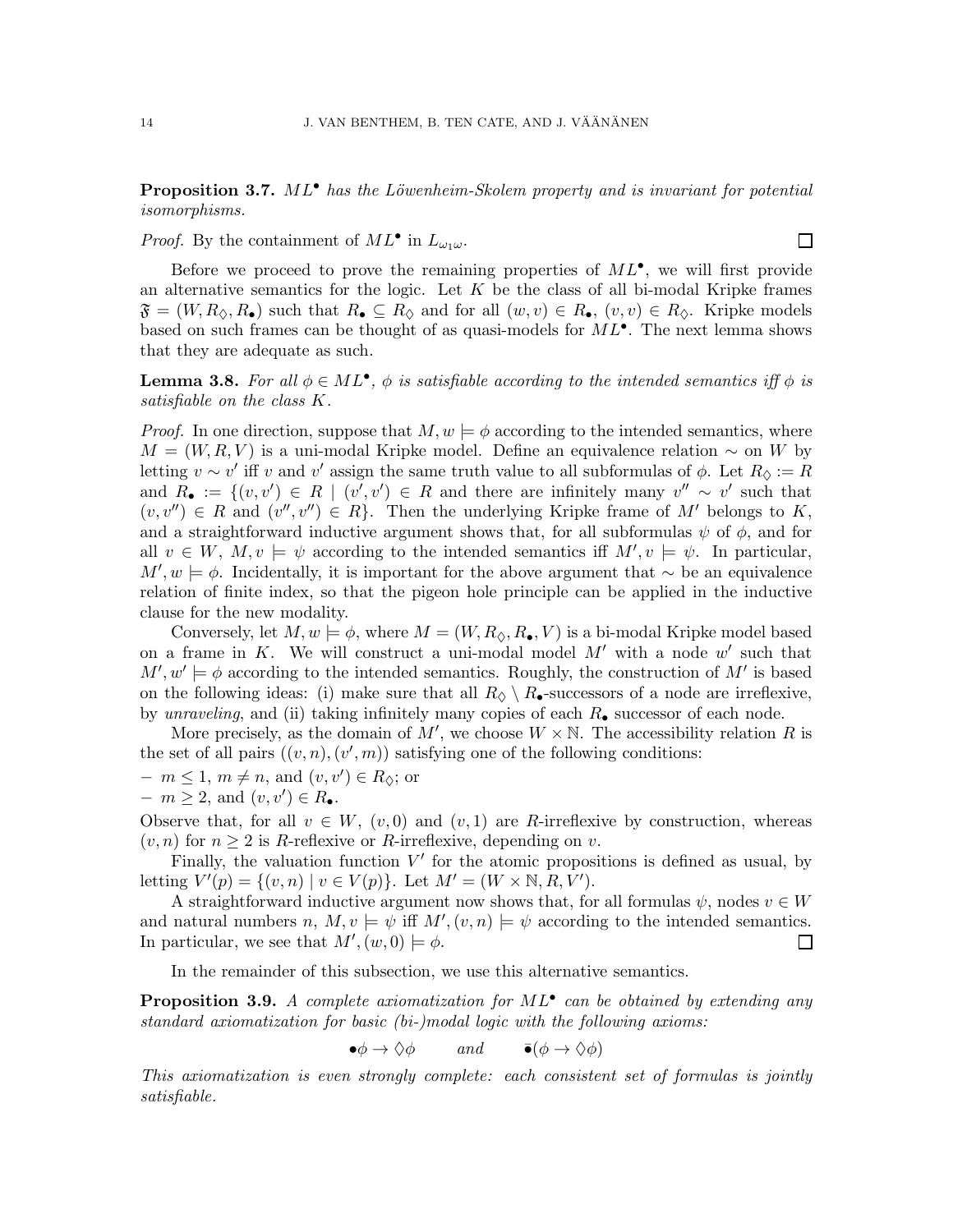**Proposition 3.7.** *$ML^\bullet$ has the Löwenheim-Skolem property and is invariant for potential isomorphisms.*

*Proof.* By the containment of $ML^\bullet$ in $L_{\omega_1\omega}$. $\square$

Before we proceed to prove the remaining properties of $ML^\bullet$, we will first provide an alternative semantics for the logic. Let $K$ be the class of all bi-modal Kripke frames $\mathfrak{F} = (W, R_\Diamond, R_\bullet)$ such that $R_\bullet \subseteq R_\Diamond$ and for all $(w, v) \in R_\bullet$, $(v, v) \in R_\Diamond$. Kripke models based on such frames can be thought of as quasi-models for $ML^\bullet$. The next lemma shows that they are adequate as such.

**Lemma 3.8.** *For all $\phi \in ML^\bullet$, $\phi$ is satisfiable according to the intended semantics iff $\phi$ is satisfiable on the class $K$.*

*Proof.* In one direction, suppose that $M, w \models \phi$ according to the intended semantics, where $M = (W, R, V)$ is a uni-modal Kripke model. Define an equivalence relation $\sim$ on $W$ by letting $v \sim v'$ iff $v$ and $v'$ assign the same truth value to all subformulas of $\phi$. Let $R_\Diamond := R$ and $R_\bullet := \{(v, v') \in R \mid (v', v') \in R$ and there are infinitely many $v'' \sim v'$ such that $(v, v'') \in R$ and $(v'', v'') \in R\}$. Then the underlying Kripke frame of $M'$ belongs to $K$, and a straightforward inductive argument shows that, for all subformulas $\psi$ of $\phi$, and for all $v \in W$, $M, v \models \psi$ according to the intended semantics iff $M', v \models \psi$. In particular, $M', w \models \phi$. Incidentally, it is important for the above argument that $\sim$ be an equivalence relation of finite index, so that the pigeon hole principle can be applied in the inductive clause for the new modality.

Conversely, let $M, w \models \phi$, where $M = (W, R_\Diamond, R_\bullet, V)$ is a bi-modal Kripke model based on a frame in $K$. We will construct a uni-modal model $M'$ with a node $w'$ such that $M', w' \models \phi$ according to the intended semantics. Roughly, the construction of $M'$ is based on the following ideas: (i) make sure that all $R_\Diamond \setminus R_\bullet$-successors of a node are irreflexive, by *unraveling*, and (ii) taking infinitely many copies of each $R_\bullet$ successor of each node.

More precisely, as the domain of $M'$, we choose $W \times \mathbb{N}$. The accessibility relation $R$ is the set of all pairs $((v, n), (v', m))$ satisfying one of the following conditions:

- $m \leq 1$, $m \neq n$, and $(v, v') \in R_\Diamond$; or
- $m \geq 2$, and $(v, v') \in R_\bullet$.

Observe that, for all $v \in W$, $(v, 0)$ and $(v, 1)$ are $R$-irreflexive by construction, whereas $(v, n)$ for $n \geq 2$ is $R$-reflexive or $R$-irreflexive, depending on $v$.

Finally, the valuation function $V'$ for the atomic propositions is defined as usual, by letting $V'(p) = \{(v, n) \mid v \in V(p)\}$. Let $M' = (W \times \mathbb{N}, R, V')$.

A straightforward inductive argument now shows that, for all formulas $\psi$, nodes $v \in W$ and natural numbers $n$, $M, v \models \psi$ iff $M', (v, n) \models \psi$ according to the intended semantics. In particular, we see that $M', (w, 0) \models \phi$. $\square$

In the remainder of this subsection, we use this alternative semantics.

**Proposition 3.9.** *A complete axiomatization for $ML^\bullet$ can be obtained by extending any standard axiomatization for basic (bi-)modal logic with the following axioms:*

$$\bullet\phi \to \Diamond\phi \qquad \text{and} \qquad \bar{\bullet}(\phi \to \Diamond\phi)$$

*This axiomatization is even strongly complete: each consistent set of formulas is jointly satisfiable.*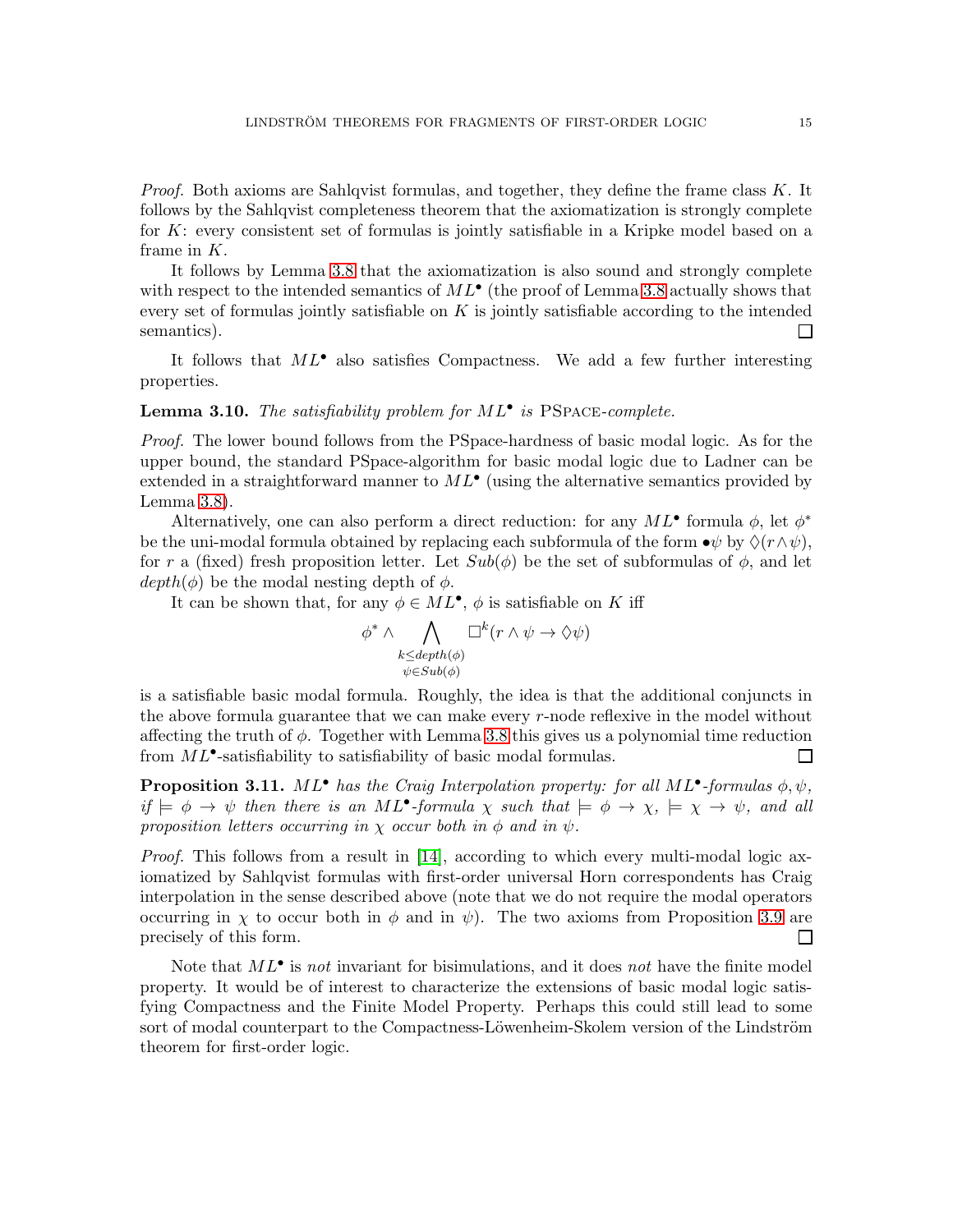*Proof.* Both axioms are Sahlqvist formulas, and together, they define the frame class $K$. It follows by the Sahlqvist completeness theorem that the axiomatization is strongly complete for $K$: every consistent set of formulas is jointly satisfiable in a Kripke model based on a frame in $K$.

It follows by Lemma 3.8 that the axiomatization is also sound and strongly complete with respect to the intended semantics of $ML^\bullet$ (the proof of Lemma 3.8 actually shows that every set of formulas jointly satisfiable on $K$ is jointly satisfiable according to the intended semantics). □

It follows that $ML^\bullet$ also satisfies Compactness. We add a few further interesting properties.

**Lemma 3.10.** *The satisfiability problem for $ML^\bullet$ is* PSPACE*-complete.*

*Proof.* The lower bound follows from the PSpace-hardness of basic modal logic. As for the upper bound, the standard PSpace-algorithm for basic modal logic due to Ladner can be extended in a straightforward manner to $ML^\bullet$ (using the alternative semantics provided by Lemma 3.8).

Alternatively, one can also perform a direct reduction: for any $ML^\bullet$ formula $\phi$, let $\phi^*$ be the uni-modal formula obtained by replacing each subformula of the form $\bullet\psi$ by $\Diamond(r\wedge\psi)$, for $r$ a (fixed) fresh proposition letter. Let $Sub(\phi)$ be the set of subformulas of $\phi$, and let $depth(\phi)$ be the modal nesting depth of $\phi$.

It can be shown that, for any $\phi \in ML^\bullet$, $\phi$ is satisfiable on $K$ iff

$$\phi^* \wedge \bigwedge_{\substack{k\leq depth(\phi)\\ \psi\in Sub(\phi)}} \Box^k(r\wedge\psi \to \Diamond\psi)$$

is a satisfiable basic modal formula. Roughly, the idea is that the additional conjuncts in the above formula guarantee that we can make every $r$-node reflexive in the model without affecting the truth of $\phi$. Together with Lemma 3.8 this gives us a polynomial time reduction from $ML^\bullet$-satisfiability to satisfiability of basic modal formulas. □

**Proposition 3.11.** *$ML^\bullet$ has the Craig Interpolation property: for all $ML^\bullet$-formulas $\phi,\psi$, if $\models \phi\to\psi$ then there is an $ML^\bullet$-formula $\chi$ such that $\models\phi\to\chi$, $\models\chi\to\psi$, and all proposition letters occurring in $\chi$ occur both in $\phi$ and in $\psi$.*

*Proof.* This follows from a result in [14], according to which every multi-modal logic axiomatized by Sahlqvist formulas with first-order universal Horn correspondents has Craig interpolation in the sense described above (note that we do not require the modal operators occurring in $\chi$ to occur both in $\phi$ and in $\psi$). The two axioms from Proposition 3.9 are precisely of this form. □

Note that $ML^\bullet$ is *not* invariant for bisimulations, and it does *not* have the finite model property. It would be of interest to characterize the extensions of basic modal logic satisfying Compactness and the Finite Model Property. Perhaps this could still lead to some sort of modal counterpart to the Compactness-Löwenheim-Skolem version of the Lindström theorem for first-order logic.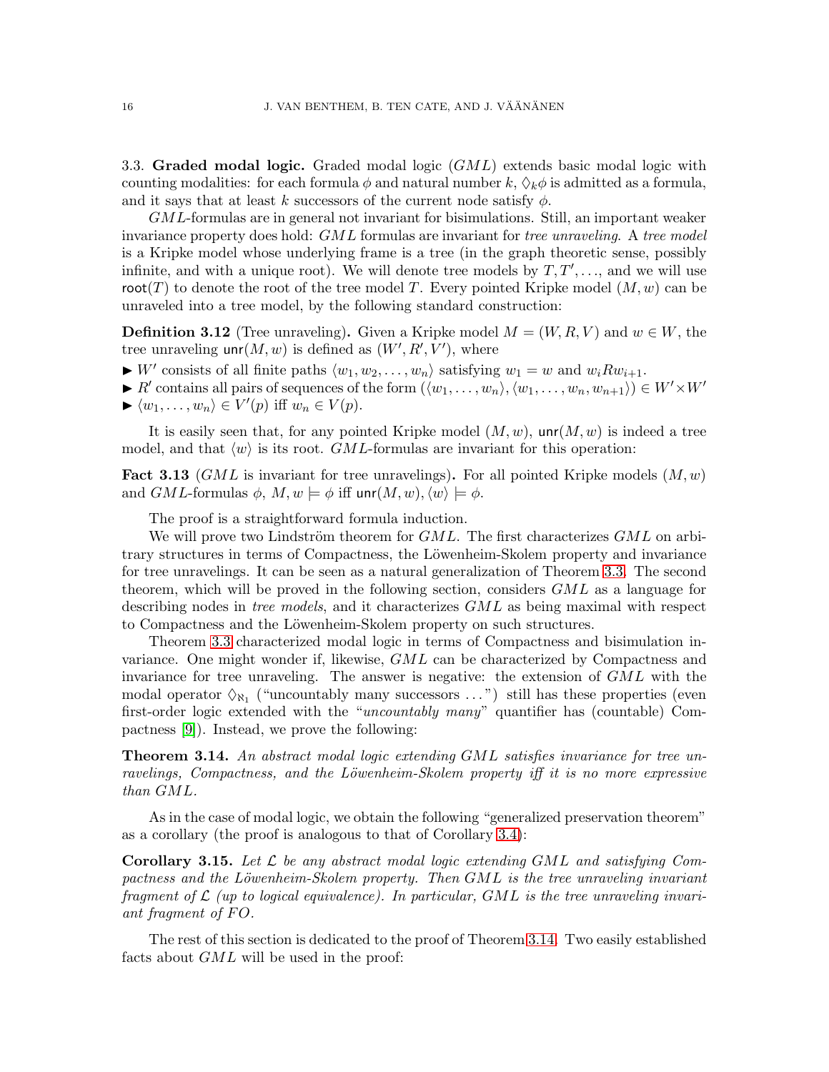3.3. **Graded modal logic.** Graded modal logic ($GML$) extends basic modal logic with counting modalities: for each formula $\phi$ and natural number $k$, $\Diamond_k\phi$ is admitted as a formula, and it says that at least $k$ successors of the current node satisfy $\phi$.

$GML$-formulas are in general not invariant for bisimulations. Still, an important weaker invariance property does hold: $GML$ formulas are invariant for *tree unraveling*. A *tree model* is a Kripke model whose underlying frame is a tree (in the graph theoretic sense, possibly infinite, and with a unique root). We will denote tree models by $T, T', \ldots$, and we will use $\mathsf{root}(T)$ to denote the root of the tree model $T$. Every pointed Kripke model $(M, w)$ can be unraveled into a tree model, by the following standard construction:

**Definition 3.12** (Tree unraveling)**.** Given a Kripke model $M = (W, R, V)$ and $w \in W$, the tree unraveling $\mathsf{unr}(M, w)$ is defined as $(W', R', V')$, where

- ▶ $W'$ consists of all finite paths $\langle w_1, w_2, \ldots, w_n\rangle$ satisfying $w_1 = w$ and $w_i R w_{i+1}$.
- ▶ $R'$ contains all pairs of sequences of the form $(\langle w_1, \ldots, w_n\rangle, \langle w_1, \ldots, w_n, w_{n+1}\rangle) \in W' \times W'$
- ▶ $\langle w_1, \ldots, w_n\rangle \in V'(p)$ iff $w_n \in V(p)$.

It is easily seen that, for any pointed Kripke model $(M, w)$, $\mathsf{unr}(M, w)$ is indeed a tree model, and that $\langle w\rangle$ is its root. $GML$-formulas are invariant for this operation:

**Fact 3.13** ($GML$ is invariant for tree unravelings)**.** For all pointed Kripke models $(M, w)$ and $GML$-formulas $\phi$, $M, w \models \phi$ iff $\mathsf{unr}(M, w), \langle w\rangle \models \phi$.

The proof is a straightforward formula induction.

We will prove two Lindström theorem for $GML$. The first characterizes $GML$ on arbitrary structures in terms of Compactness, the Löwenheim-Skolem property and invariance for tree unravelings. It can be seen as a natural generalization of Theorem 3.3. The second theorem, which will be proved in the following section, considers $GML$ as a language for describing nodes in *tree models*, and it characterizes $GML$ as being maximal with respect to Compactness and the Löwenheim-Skolem property on such structures.

Theorem 3.3 characterized modal logic in terms of Compactness and bisimulation invariance. One might wonder if, likewise, $GML$ can be characterized by Compactness and invariance for tree unraveling. The answer is negative: the extension of $GML$ with the modal operator $\Diamond_{\aleph_1}$ ("uncountably many successors ...") still has these properties (even first-order logic extended with the "*uncountably many*" quantifier has (countable) Compactness [9]). Instead, we prove the following:

**Theorem 3.14.** *An abstract modal logic extending $GML$ satisfies invariance for tree unravelings, Compactness, and the Löwenheim-Skolem property iff it is no more expressive than $GML$.*

As in the case of modal logic, we obtain the following "generalized preservation theorem" as a corollary (the proof is analogous to that of Corollary 3.4):

**Corollary 3.15.** *Let $\mathcal{L}$ be any abstract modal logic extending $GML$ and satisfying Compactness and the Löwenheim-Skolem property. Then $GML$ is the tree unraveling invariant fragment of $\mathcal{L}$ (up to logical equivalence). In particular, $GML$ is the tree unraveling invariant fragment of $FO$.*

The rest of this section is dedicated to the proof of Theorem 3.14. Two easily established facts about $GML$ will be used in the proof: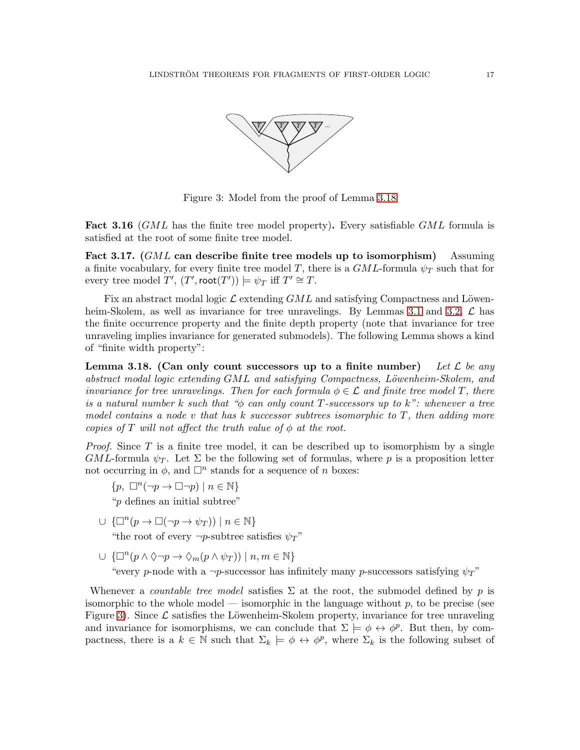Figure 3: Model from the proof of Lemma 3.18

**Fact 3.16** (*GML* has the finite tree model property)**.** Every satisfiable *GML* formula is satisfied at the root of some finite tree model.

**Fact 3.17. (*GML* can describe finite tree models up to isomorphism)** Assuming a finite vocabulary, for every finite tree model $T$, there is a $GML$-formula $\psi_T$ such that for every tree model $T'$, $(T', \mathsf{root}(T')) \models \psi_T$ iff $T' \cong T$.

Fix an abstract modal logic $\mathcal{L}$ extending $GML$ and satisfying Compactness and Löwenheim-Skolem, as well as invariance for tree unravelings. By Lemmas 3.1 and 3.2, $\mathcal{L}$ has the finite occurrence property and the finite depth property (note that invariance for tree unraveling implies invariance for generated submodels). The following Lemma shows a kind of "finite width property":

**Lemma 3.18. (Can only count successors up to a finite number)** *Let $\mathcal{L}$ be any abstract modal logic extending $GML$ and satisfying Compactness, Löwenheim-Skolem, and invariance for tree unravelings. Then for each formula $\phi \in \mathcal{L}$ and finite tree model $T$, there is a natural number $k$ such that "$\phi$ can only count $T$-successors up to $k$": whenever a tree model contains a node $v$ that has $k$ successor subtrees isomorphic to $T$, then adding more copies of $T$ will not affect the truth value of $\phi$ at the root.*

*Proof.* Since $T$ is a finite tree model, it can be described up to isomorphism by a single $GML$-formula $\psi_T$. Let $\Sigma$ be the following set of formulas, where $p$ is a proposition letter not occurring in $\phi$, and $\Box^n$ stands for a sequence of $n$ boxes:

$\{p,\ \Box^n(\neg p \to \Box\neg p) \mid n \in \mathbb{N}\}$
"$p$ defines an initial subtree"

$\cup\ \{\Box^n(p \to \Box(\neg p \to \psi_T)) \mid n \in \mathbb{N}\}$
"the root of every $\neg p$-subtree satisfies $\psi_T$"

$\cup\ \{\Box^n(p \wedge \Diamond\neg p \to \Diamond_m(p \wedge \psi_T)) \mid n, m \in \mathbb{N}\}$
"every $p$-node with a $\neg p$-successor has infinitely many $p$-successors satisfying $\psi_T$"

Whenever a *countable tree model* satisfies $\Sigma$ at the root, the submodel defined by $p$ is isomorphic to the whole model — isomorphic in the language without $p$, to be precise (see Figure 3). Since $\mathcal{L}$ satisfies the Löwenheim-Skolem property, invariance for tree unraveling and invariance for isomorphisms, we can conclude that $\Sigma \models \phi \leftrightarrow \phi^p$. But then, by compactness, there is a $k \in \mathbb{N}$ such that $\Sigma_k \models \phi \leftrightarrow \phi^p$, where $\Sigma_k$ is the following subset of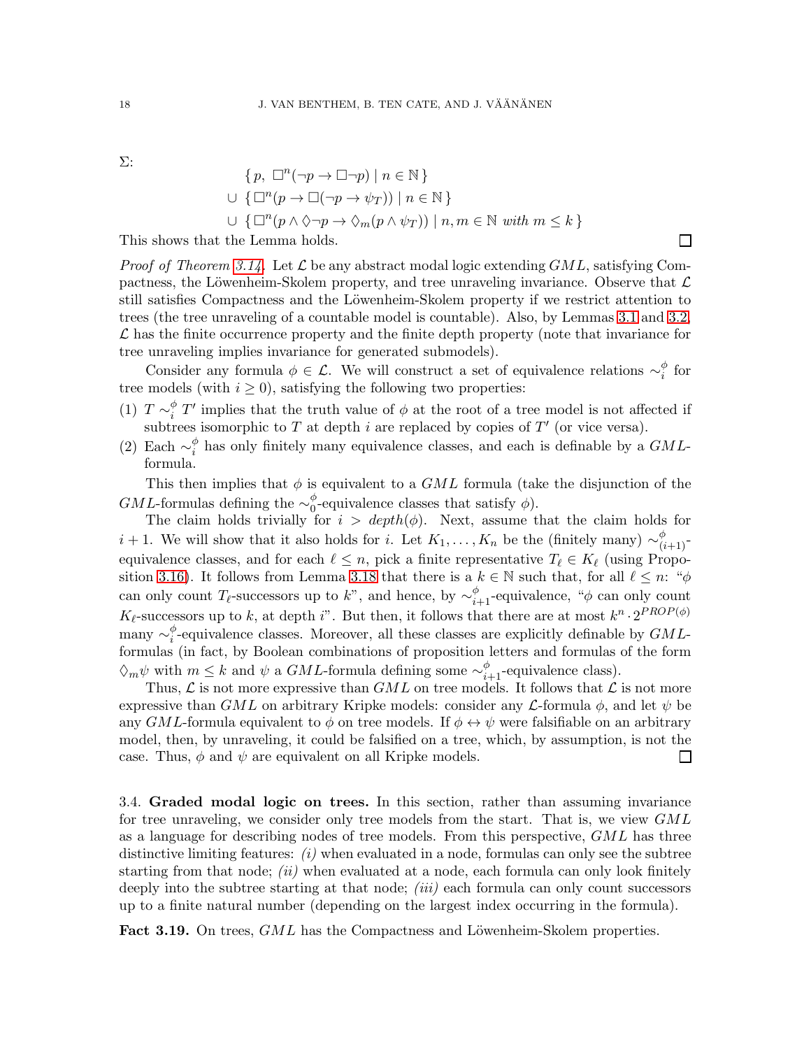$\Sigma$:

$$
\begin{aligned}
&\{\, p,\ \Box^n(\neg p \to \Box\neg p) \mid n \in \mathbb{N}\,\} \\
\cup\ &\{\, \Box^n(p \to \Box(\neg p \to \psi_T)) \mid n \in \mathbb{N}\,\} \\
\cup\ &\{\, \Box^n(p \wedge \Diamond\neg p \to \Diamond_m(p \wedge \psi_T)) \mid n, m \in \mathbb{N} \textit{ with } m \leq k\,\}
\end{aligned}
$$

This shows that the Lemma holds. □

*Proof of Theorem 3.14.* Let $\mathcal{L}$ be any abstract modal logic extending $GML$, satisfying Compactness, the Löwenheim-Skolem property, and tree unraveling invariance. Observe that $\mathcal{L}$ still satisfies Compactness and the Löwenheim-Skolem property if we restrict attention to trees (the tree unraveling of a countable model is countable). Also, by Lemmas 3.1 and 3.2, $\mathcal{L}$ has the finite occurrence property and the finite depth property (note that invariance for tree unraveling implies invariance for generated submodels).

Consider any formula $\phi \in \mathcal{L}$. We will construct a set of equivalence relations $\sim_i^\phi$ for tree models (with $i \geq 0$), satisfying the following two properties:

1. $T \sim_i^\phi T'$ implies that the truth value of $\phi$ at the root of a tree model is not affected if subtrees isomorphic to $T$ at depth $i$ are replaced by copies of $T'$ (or vice versa).
2. Each $\sim_i^\phi$ has only finitely many equivalence classes, and each is definable by a $GML$-formula.

This then implies that $\phi$ is equivalent to a $GML$ formula (take the disjunction of the $GML$-formulas defining the $\sim_0^\phi$-equivalence classes that satisfy $\phi$).

The claim holds trivially for $i > depth(\phi)$. Next, assume that the claim holds for $i+1$. We will show that it also holds for $i$. Let $K_1, \ldots, K_n$ be the (finitely many) $\sim_{(i+1)}^\phi$-equivalence classes, and for each $\ell \leq n$, pick a finite representative $T_\ell \in K_\ell$ (using Proposition 3.16). It follows from Lemma 3.18 that there is a $k \in \mathbb{N}$ such that, for all $\ell \leq n$: "$\phi$ can only count $T_\ell$-successors up to $k$", and hence, by $\sim_{i+1}^\phi$-equivalence, "$\phi$ can only count $K_\ell$-successors up to $k$, at depth $i$". But then, it follows that there are at most $k^n \cdot 2^{PROP(\phi)}$ many $\sim_i^\phi$-equivalence classes. Moreover, all these classes are explicitly definable by $GML$-formulas (in fact, by Boolean combinations of proposition letters and formulas of the form $\Diamond_m\psi$ with $m \leq k$ and $\psi$ a $GML$-formula defining some $\sim_{i+1}^\phi$-equivalence class).

Thus, $\mathcal{L}$ is not more expressive than $GML$ on tree models. It follows that $\mathcal{L}$ is not more expressive than $GML$ on arbitrary Kripke models: consider any $\mathcal{L}$-formula $\phi$, and let $\psi$ be any $GML$-formula equivalent to $\phi$ on tree models. If $\phi \leftrightarrow \psi$ were falsifiable on an arbitrary model, then, by unraveling, it could be falsified on a tree, which, by assumption, is not the case. Thus, $\phi$ and $\psi$ are equivalent on all Kripke models. □

### 3.4. Graded modal logic on trees.

In this section, rather than assuming invariance for tree unraveling, we consider only tree models from the start. That is, we view $GML$ as a language for describing nodes of tree models. From this perspective, $GML$ has three distinctive limiting features: *(i)* when evaluated in a node, formulas can only see the subtree starting from that node; *(ii)* when evaluated at a node, each formula can only look finitely deeply into the subtree starting at that node; *(iii)* each formula can only count successors up to a finite natural number (depending on the largest index occurring in the formula).

**Fact 3.19.** On trees, $GML$ has the Compactness and Löwenheim-Skolem properties.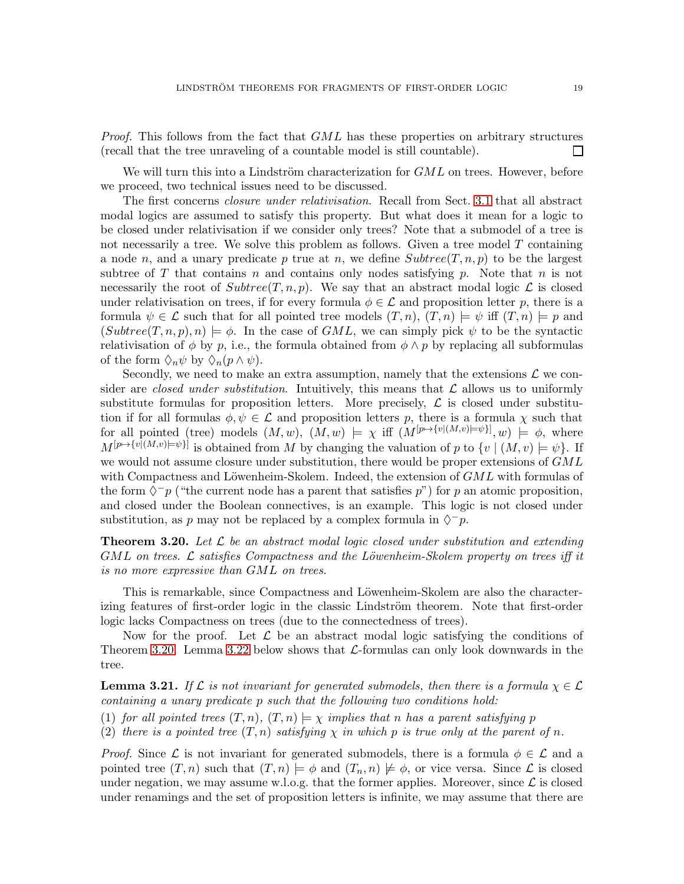*Proof.* This follows from the fact that $GML$ has these properties on arbitrary structures (recall that the tree unraveling of a countable model is still countable). □

We will turn this into a Lindström characterization for $GML$ on trees. However, before we proceed, two technical issues need to be discussed.

The first concerns *closure under relativisation*. Recall from Sect. 3.1 that all abstract modal logics are assumed to satisfy this property. But what does it mean for a logic to be closed under relativisation if we consider only trees? Note that a submodel of a tree is not necessarily a tree. We solve this problem as follows. Given a tree model $T$ containing a node $n$, and a unary predicate $p$ true at $n$, we define $Subtree(T, n, p)$ to be the largest subtree of $T$ that contains $n$ and contains only nodes satisfying $p$. Note that $n$ is not necessarily the root of $Subtree(T, n, p)$. We say that an abstract modal logic $\mathcal{L}$ is closed under relativisation on trees, if for every formula $\phi \in \mathcal{L}$ and proposition letter $p$, there is a formula $\psi \in \mathcal{L}$ such that for all pointed tree models $(T, n)$, $(T, n) \models \psi$ iff $(T, n) \models p$ and $(Subtree(T, n, p), n) \models \phi$. In the case of $GML$, we can simply pick $\psi$ to be the syntactic relativisation of $\phi$ by $p$, i.e., the formula obtained from $\phi \wedge p$ by replacing all subformulas of the form $\Diamond_n \psi$ by $\Diamond_n(p \wedge \psi)$.

Secondly, we need to make an extra assumption, namely that the extensions $\mathcal{L}$ we consider are *closed under substitution*. Intuitively, this means that $\mathcal{L}$ allows us to uniformly substitute formulas for proposition letters. More precisely, $\mathcal{L}$ is closed under substitution if for all formulas $\phi, \psi \in \mathcal{L}$ and proposition letters $p$, there is a formula $\chi$ such that for all pointed (tree) models $(M, w)$, $(M, w) \models \chi$ iff $(M^{[p \mapsto \{v | (M,v) \models \psi\}]}, w) \models \phi$, where $M^{[p \mapsto \{v | (M,v) \models \psi\}]}$ is obtained from $M$ by changing the valuation of $p$ to $\{v \mid (M, v) \models \psi\}$. If we would not assume closure under substitution, there would be proper extensions of $GML$ with Compactness and Löwenheim-Skolem. Indeed, the extension of $GML$ with formulas of the form $\Diamond^{-}p$ ("the current node has a parent that satisfies $p$") for $p$ an atomic proposition, and closed under the Boolean connectives, is an example. This logic is not closed under substitution, as $p$ may not be replaced by a complex formula in $\Diamond^{-}p$.

**Theorem 3.20.** *Let $\mathcal{L}$ be an abstract modal logic closed under substitution and extending $GML$ on trees. $\mathcal{L}$ satisfies Compactness and the Löwenheim-Skolem property on trees iff it is no more expressive than $GML$ on trees.*

This is remarkable, since Compactness and Löwenheim-Skolem are also the characterizing features of first-order logic in the classic Lindström theorem. Note that first-order logic lacks Compactness on trees (due to the connectedness of trees).

Now for the proof. Let $\mathcal{L}$ be an abstract modal logic satisfying the conditions of Theorem 3.20. Lemma 3.22 below shows that $\mathcal{L}$-formulas can only look downwards in the tree.

**Lemma 3.21.** *If $\mathcal{L}$ is not invariant for generated submodels, then there is a formula $\chi \in \mathcal{L}$ containing a unary predicate $p$ such that the following two conditions hold:*

(1) *for all pointed trees $(T, n)$, $(T, n) \models \chi$ implies that $n$ has a parent satisfying $p$*
(2) *there is a pointed tree $(T, n)$ satisfying $\chi$ in which $p$ is true only at the parent of $n$.*

*Proof.* Since $\mathcal{L}$ is not invariant for generated submodels, there is a formula $\phi \in \mathcal{L}$ and a pointed tree $(T, n)$ such that $(T, n) \models \phi$ and $(T_n, n) \not\models \phi$, or vice versa. Since $\mathcal{L}$ is closed under negation, we may assume w.l.o.g. that the former applies. Moreover, since $\mathcal{L}$ is closed under renamings and the set of proposition letters is infinite, we may assume that there are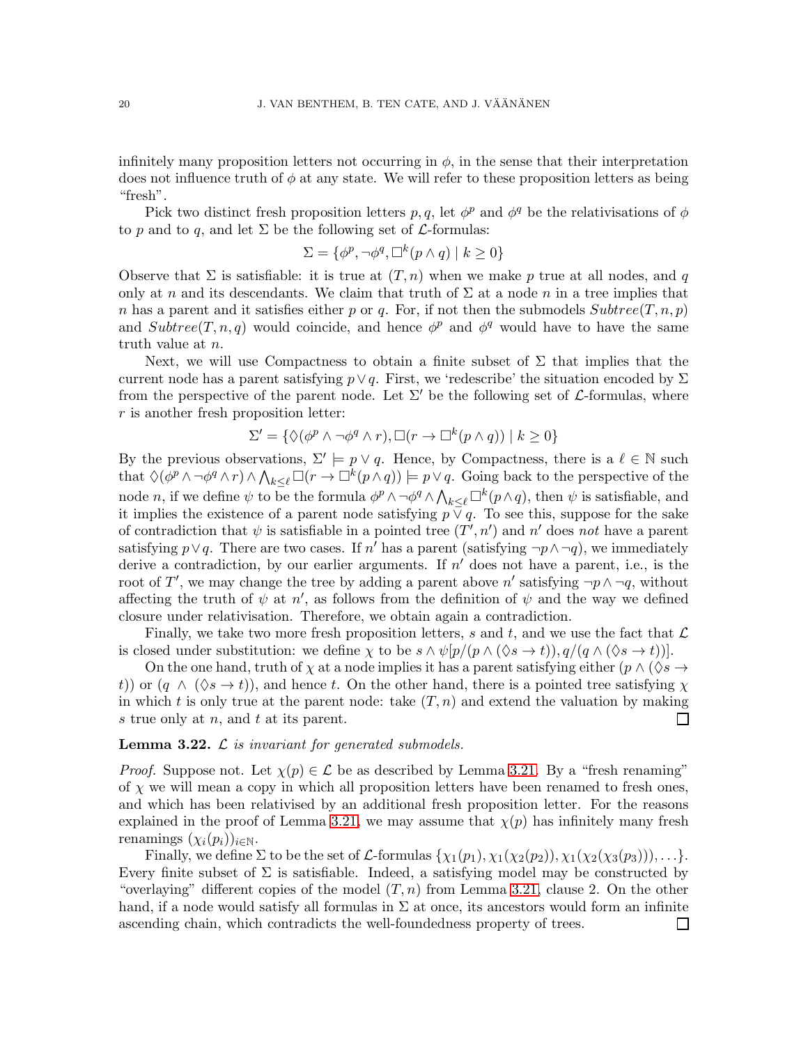infinitely many proposition letters not occurring in $\phi$, in the sense that their interpretation does not influence truth of $\phi$ at any state. We will refer to these proposition letters as being "fresh".

Pick two distinct fresh proposition letters $p, q$, let $\phi^p$ and $\phi^q$ be the relativisations of $\phi$ to $p$ and to $q$, and let $\Sigma$ be the following set of $\mathcal{L}$-formulas:

$$\Sigma = \{\phi^p, \neg\phi^q, \Box^k(p \wedge q) \mid k \geq 0\}$$

Observe that $\Sigma$ is satisfiable: it is true at $(T, n)$ when we make $p$ true at all nodes, and $q$ only at $n$ and its descendants. We claim that truth of $\Sigma$ at a node $n$ in a tree implies that $n$ has a parent and it satisfies either $p$ or $q$. For, if not then the submodels $Subtree(T, n, p)$ and $Subtree(T, n, q)$ would coincide, and hence $\phi^p$ and $\phi^q$ would have to have the same truth value at $n$.

Next, we will use Compactness to obtain a finite subset of $\Sigma$ that implies that the current node has a parent satisfying $p \vee q$. First, we 'redescribe' the situation encoded by $\Sigma$ from the perspective of the parent node. Let $\Sigma'$ be the following set of $\mathcal{L}$-formulas, where $r$ is another fresh proposition letter:

$$\Sigma' = \{\Diamond(\phi^p \wedge \neg\phi^q \wedge r), \Box(r \to \Box^k(p \wedge q)) \mid k \geq 0\}$$

By the previous observations, $\Sigma' \models p \vee q$. Hence, by Compactness, there is a $\ell \in \mathbb{N}$ such that $\Diamond(\phi^p \wedge \neg\phi^q \wedge r) \wedge \bigwedge_{k \leq \ell} \Box(r \to \Box^k(p \wedge q)) \models p \vee q$. Going back to the perspective of the node $n$, if we define $\psi$ to be the formula $\phi^p \wedge \neg\phi^q \wedge \bigwedge_{k \leq \ell} \Box^k(p \wedge q)$, then $\psi$ is satisfiable, and it implies the existence of a parent node satisfying $p \vee q$. To see this, suppose for the sake of contradiction that $\psi$ is satisfiable in a pointed tree $(T', n')$ and $n'$ does *not* have a parent satisfying $p \vee q$. There are two cases. If $n'$ has a parent (satisfying $\neg p \wedge \neg q$), we immediately derive a contradiction, by our earlier arguments. If $n'$ does not have a parent, i.e., is the root of $T'$, we may change the tree by adding a parent above $n'$ satisfying $\neg p \wedge \neg q$, without affecting the truth of $\psi$ at $n'$, as follows from the definition of $\psi$ and the way we defined closure under relativisation. Therefore, we obtain again a contradiction.

Finally, we take two more fresh proposition letters, $s$ and $t$, and we use the fact that $\mathcal{L}$ is closed under substitution: we define $\chi$ to be $s \wedge \psi[p/(p \wedge (\Diamond s \to t)), q/(q \wedge (\Diamond s \to t))]$.

On the one hand, truth of $\chi$ at a node implies it has a parent satisfying either $(p \wedge (\Diamond s \to t))$ or $(q \wedge (\Diamond s \to t))$, and hence $t$. On the other hand, there is a pointed tree satisfying $\chi$ in which $t$ is only true at the parent node: take $(T, n)$ and extend the valuation by making $s$ true only at $n$, and $t$ at its parent. ☐

**Lemma 3.22.** *$\mathcal{L}$ is invariant for generated submodels.*

*Proof.* Suppose not. Let $\chi(p) \in \mathcal{L}$ be as described by Lemma 3.21. By a "fresh renaming" of $\chi$ we will mean a copy in which all proposition letters have been renamed to fresh ones, and which has been relativised by an additional fresh proposition letter. For the reasons explained in the proof of Lemma 3.21, we may assume that $\chi(p)$ has infinitely many fresh renamings $(\chi_i(p_i))_{i \in \mathbb{N}}$.

Finally, we define $\Sigma$ to be the set of $\mathcal{L}$-formulas $\{\chi_1(p_1), \chi_1(\chi_2(p_2)), \chi_1(\chi_2(\chi_3(p_3))), \ldots\}$. Every finite subset of $\Sigma$ is satisfiable. Indeed, a satisfying model may be constructed by "overlaying" different copies of the model $(T, n)$ from Lemma 3.21, clause 2. On the other hand, if a node would satisfy all formulas in $\Sigma$ at once, its ancestors would form an infinite ascending chain, which contradicts the well-foundedness property of trees. ☐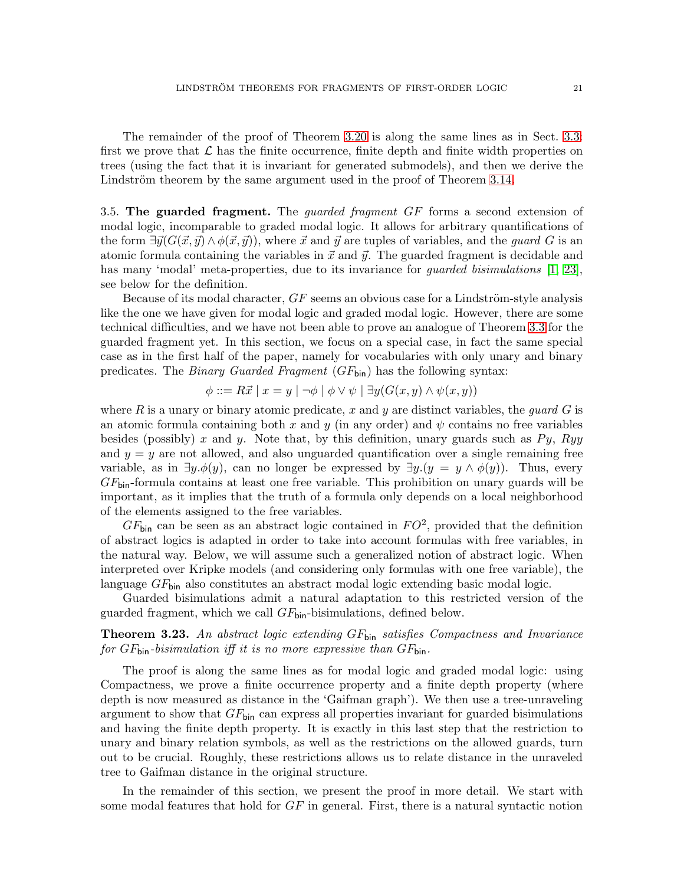The remainder of the proof of Theorem 3.20 is along the same lines as in Sect. 3.3: first we prove that $\mathcal{L}$ has the finite occurrence, finite depth and finite width properties on trees (using the fact that it is invariant for generated submodels), and then we derive the Lindström theorem by the same argument used in the proof of Theorem 3.14.

3.5. **The guarded fragment.** The *guarded fragment* $GF$ forms a second extension of modal logic, incomparable to graded modal logic. It allows for arbitrary quantifications of the form $\exists\vec{y}(G(\vec{x},\vec{y}) \wedge \phi(\vec{x},\vec{y}))$, where $\vec{x}$ and $\vec{y}$ are tuples of variables, and the *guard* $G$ is an atomic formula containing the variables in $\vec{x}$ and $\vec{y}$. The guarded fragment is decidable and has many 'modal' meta-properties, due to its invariance for *guarded bisimulations* [1, 23], see below for the definition.

Because of its modal character, $GF$ seems an obvious case for a Lindström-style analysis like the one we have given for modal logic and graded modal logic. However, there are some technical difficulties, and we have not been able to prove an analogue of Theorem 3.3 for the guarded fragment yet. In this section, we focus on a special case, in fact the same special case as in the first half of the paper, namely for vocabularies with only unary and binary predicates. The *Binary Guarded Fragment* ($GF_{\mathsf{bin}}$) has the following syntax:

$$\phi ::= R\vec{x} \mid x = y \mid \neg\phi \mid \phi \vee \psi \mid \exists y(G(x,y) \wedge \psi(x,y))$$

where $R$ is a unary or binary atomic predicate, $x$ and $y$ are distinct variables, the *guard* $G$ is an atomic formula containing both $x$ and $y$ (in any order) and $\psi$ contains no free variables besides (possibly) $x$ and $y$. Note that, by this definition, unary guards such as $Py$, $Ryy$ and $y = y$ are not allowed, and also unguarded quantification over a single remaining free variable, as in $\exists y.\phi(y)$, can no longer be expressed by $\exists y.(y = y \wedge \phi(y))$. Thus, every $GF_{\mathsf{bin}}$-formula contains at least one free variable. This prohibition on unary guards will be important, as it implies that the truth of a formula only depends on a local neighborhood of the elements assigned to the free variables.

$GF_{\mathsf{bin}}$ can be seen as an abstract logic contained in $FO^2$, provided that the definition of abstract logics is adapted in order to take into account formulas with free variables, in the natural way. Below, we will assume such a generalized notion of abstract logic. When interpreted over Kripke models (and considering only formulas with one free variable), the language $GF_{\mathsf{bin}}$ also constitutes an abstract modal logic extending basic modal logic.

Guarded bisimulations admit a natural adaptation to this restricted version of the guarded fragment, which we call $GF_{\mathsf{bin}}$-bisimulations, defined below.

**Theorem 3.23.** *An abstract logic extending $GF_{\mathsf{bin}}$ satisfies Compactness and Invariance for $GF_{\mathsf{bin}}$-bisimulation iff it is no more expressive than $GF_{\mathsf{bin}}$.*

The proof is along the same lines as for modal logic and graded modal logic: using Compactness, we prove a finite occurrence property and a finite depth property (where depth is now measured as distance in the 'Gaifman graph'). We then use a tree-unraveling argument to show that $GF_{\mathsf{bin}}$ can express all properties invariant for guarded bisimulations and having the finite depth property. It is exactly in this last step that the restriction to unary and binary relation symbols, as well as the restrictions on the allowed guards, turn out to be crucial. Roughly, these restrictions allows us to relate distance in the unraveled tree to Gaifman distance in the original structure.

In the remainder of this section, we present the proof in more detail. We start with some modal features that hold for $GF$ in general. First, there is a natural syntactic notion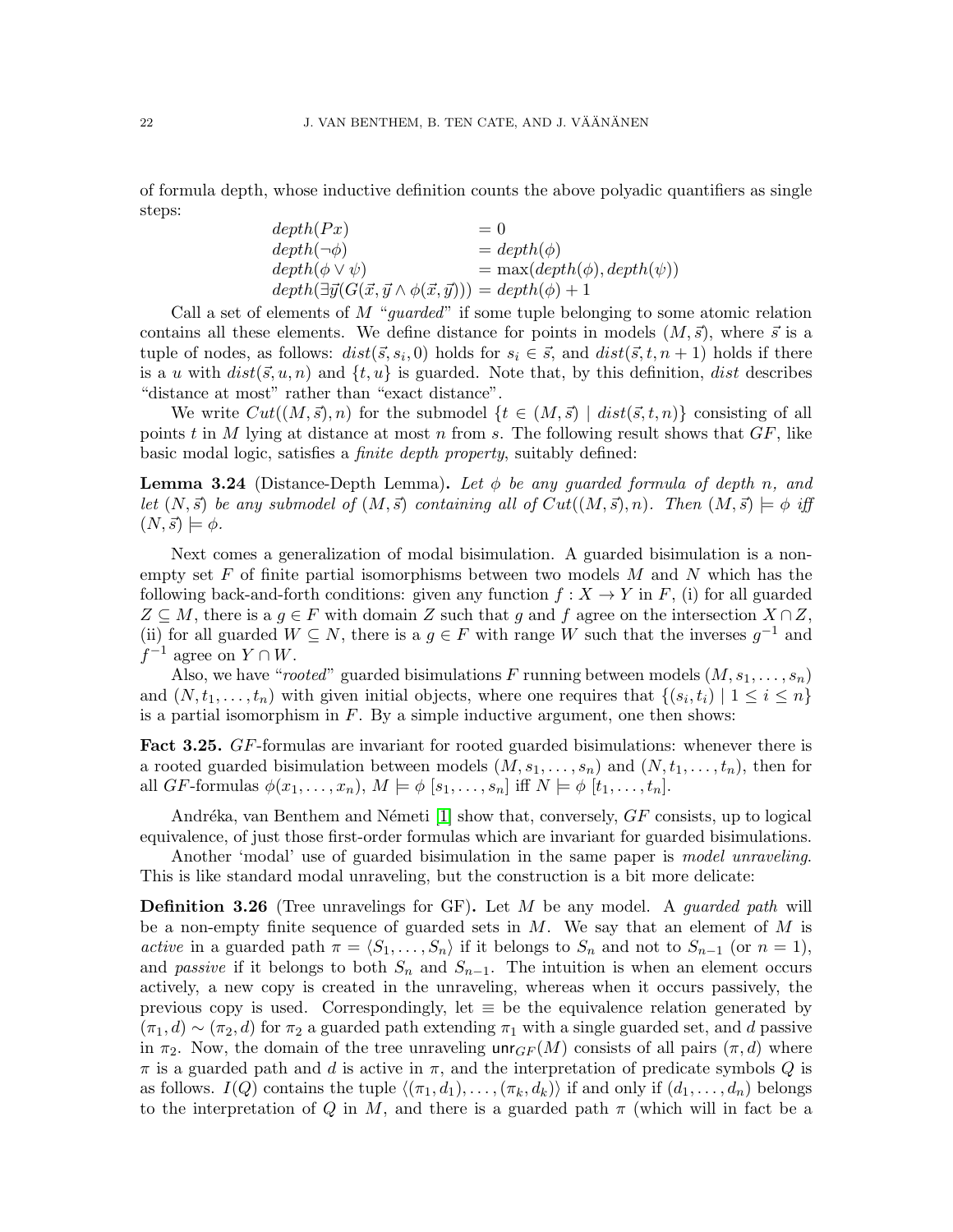of formula depth, whose inductive definition counts the above polyadic quantifiers as single steps:

$$
\begin{array}{ll}
depth(Px) & = 0 \\
depth(\neg\phi) & = depth(\phi) \\
depth(\phi \vee \psi) & = \max(depth(\phi), depth(\psi)) \\
depth(\exists\vec{y}(G(\vec{x},\vec{y} \wedge \phi(\vec{x},\vec{y}))) & = depth(\phi) + 1
\end{array}
$$

Call a set of elements of $M$ "*guarded*" if some tuple belonging to some atomic relation contains all these elements. We define distance for points in models $(M, \vec{s})$, where $\vec{s}$ is a tuple of nodes, as follows: $dist(\vec{s}, s_i, 0)$ holds for $s_i \in \vec{s}$, and $dist(\vec{s}, t, n+1)$ holds if there is a $u$ with $dist(\vec{s}, u, n)$ and $\{t, u\}$ is guarded. Note that, by this definition, $dist$ describes "distance at most" rather than "exact distance".

We write $Cut((M, \vec{s}), n)$ for the submodel $\{t \in (M, \vec{s}) \mid dist(\vec{s}, t, n)\}$ consisting of all points $t$ in $M$ lying at distance at most $n$ from $s$. The following result shows that $GF$, like basic modal logic, satisfies a *finite depth property*, suitably defined:

**Lemma 3.24** (Distance-Depth Lemma)**.** *Let $\phi$ be any guarded formula of depth $n$, and let $(N, \vec{s})$ be any submodel of $(M, \vec{s})$ containing all of $Cut((M, \vec{s}), n)$. Then $(M, \vec{s}) \models \phi$ iff $(N, \vec{s}) \models \phi$.*

Next comes a generalization of modal bisimulation. A guarded bisimulation is a non-empty set $F$ of finite partial isomorphisms between two models $M$ and $N$ which has the following back-and-forth conditions: given any function $f : X \to Y$ in $F$, (i) for all guarded $Z \subseteq M$, there is a $g \in F$ with domain $Z$ such that $g$ and $f$ agree on the intersection $X \cap Z$, (ii) for all guarded $W \subseteq N$, there is a $g \in F$ with range $W$ such that the inverses $g^{-1}$ and $f^{-1}$ agree on $Y \cap W$.

Also, we have "*rooted*" guarded bisimulations $F$ running between models $(M, s_1, \ldots, s_n)$ and $(N, t_1, \ldots, t_n)$ with given initial objects, where one requires that $\{(s_i, t_i) \mid 1 \leq i \leq n\}$ is a partial isomorphism in $F$. By a simple inductive argument, one then shows:

**Fact 3.25.** $GF$-formulas are invariant for rooted guarded bisimulations: whenever there is a rooted guarded bisimulation between models $(M, s_1, \ldots, s_n)$ and $(N, t_1, \ldots, t_n)$, then for all $GF$-formulas $\phi(x_1, \ldots, x_n)$, $M \models \phi\,[s_1, \ldots, s_n]$ iff $N \models \phi\,[t_1, \ldots, t_n]$.

Andréka, van Benthem and Németi [1] show that, conversely, $GF$ consists, up to logical equivalence, of just those first-order formulas which are invariant for guarded bisimulations.

Another 'modal' use of guarded bisimulation in the same paper is *model unraveling*. This is like standard modal unraveling, but the construction is a bit more delicate:

**Definition 3.26** (Tree unravelings for GF)**.** Let $M$ be any model. A *guarded path* will be a non-empty finite sequence of guarded sets in $M$. We say that an element of $M$ is *active* in a guarded path $\pi = \langle S_1, \ldots, S_n \rangle$ if it belongs to $S_n$ and not to $S_{n-1}$ (or $n = 1$), and *passive* if it belongs to both $S_n$ and $S_{n-1}$. The intuition is when an element occurs actively, a new copy is created in the unraveling, whereas when it occurs passively, the previous copy is used. Correspondingly, let $\equiv$ be the equivalence relation generated by $(\pi_1, d) \sim (\pi_2, d)$ for $\pi_2$ a guarded path extending $\pi_1$ with a single guarded set, and $d$ passive in $\pi_2$. Now, the domain of the tree unraveling $\mathsf{unr}_{GF}(M)$ consists of all pairs $(\pi, d)$ where $\pi$ is a guarded path and $d$ is active in $\pi$, and the interpretation of predicate symbols $Q$ is as follows. $I(Q)$ contains the tuple $\langle(\pi_1, d_1), \ldots, (\pi_k, d_k)\rangle$ if and only if $(d_1, \ldots, d_n)$ belongs to the interpretation of $Q$ in $M$, and there is a guarded path $\pi$ (which will in fact be a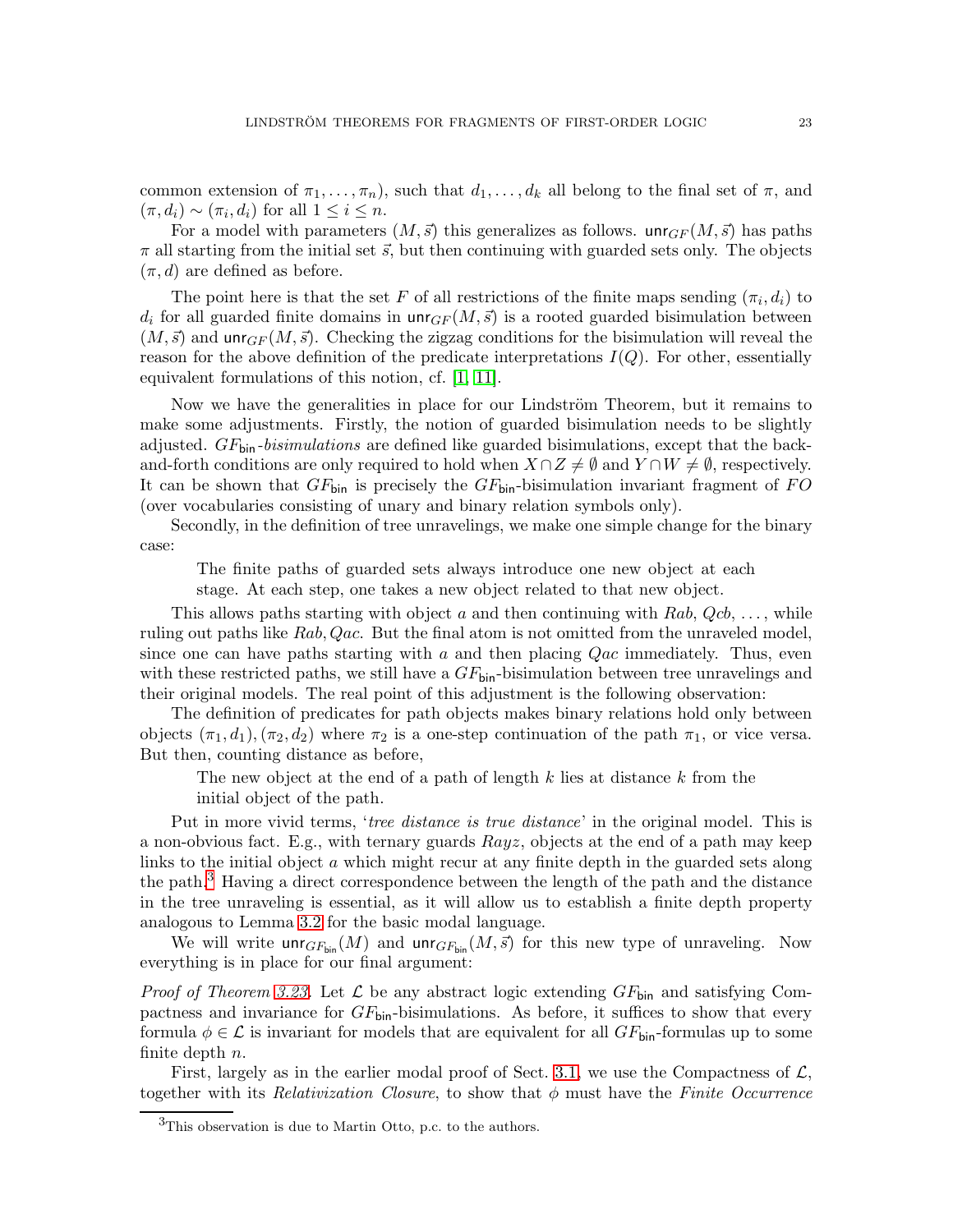common extension of $\pi_1, \ldots, \pi_n$), such that $d_1, \ldots, d_k$ all belong to the final set of $\pi$, and $(\pi, d_i) \sim (\pi_i, d_i)$ for all $1 \leq i \leq n$.

For a model with parameters $(M, \vec{s})$ this generalizes as follows. $\mathsf{unr}_{GF}(M, \vec{s})$ has paths $\pi$ all starting from the initial set $\vec{s}$, but then continuing with guarded sets only. The objects $(\pi, d)$ are defined as before.

The point here is that the set $F$ of all restrictions of the finite maps sending $(\pi_i, d_i)$ to $d_i$ for all guarded finite domains in $\mathsf{unr}_{GF}(M, \vec{s})$ is a rooted guarded bisimulation between $(M, \vec{s})$ and $\mathsf{unr}_{GF}(M, \vec{s})$. Checking the zigzag conditions for the bisimulation will reveal the reason for the above definition of the predicate interpretations $I(Q)$. For other, essentially equivalent formulations of this notion, cf. [1, 11].

Now we have the generalities in place for our Lindström Theorem, but it remains to make some adjustments. Firstly, the notion of guarded bisimulation needs to be slightly adjusted. $GF_{\mathsf{bin}}$-*bisimulations* are defined like guarded bisimulations, except that the back-and-forth conditions are only required to hold when $X \cap Z \neq \emptyset$ and $Y \cap W \neq \emptyset$, respectively. It can be shown that $GF_{\mathsf{bin}}$ is precisely the $GF_{\mathsf{bin}}$-bisimulation invariant fragment of $FO$ (over vocabularies consisting of unary and binary relation symbols only).

Secondly, in the definition of tree unravelings, we make one simple change for the binary case:

> The finite paths of guarded sets always introduce one new object at each stage. At each step, one takes a new object related to that new object.

This allows paths starting with object $a$ and then continuing with $Rab$, $Qcb$, $\ldots$, while ruling out paths like $Rab, Qac$. But the final atom is not omitted from the unraveled model, since one can have paths starting with $a$ and then placing $Qac$ immediately. Thus, even with these restricted paths, we still have a $GF_{\mathsf{bin}}$-bisimulation between tree unravelings and their original models. The real point of this adjustment is the following observation:

The definition of predicates for path objects makes binary relations hold only between objects $(\pi_1, d_1), (\pi_2, d_2)$ where $\pi_2$ is a one-step continuation of the path $\pi_1$, or vice versa. But then, counting distance as before,

> The new object at the end of a path of length $k$ lies at distance $k$ from the initial object of the path.

Put in more vivid terms, '*tree distance is true distance*' in the original model. This is a non-obvious fact. E.g., with ternary guards $Rayz$, objects at the end of a path may keep links to the initial object $a$ which might recur at any finite depth in the guarded sets along the path.[3] Having a direct correspondence between the length of the path and the distance in the tree unraveling is essential, as it will allow us to establish a finite depth property analogous to Lemma 3.2 for the basic modal language.

We will write $\mathsf{unr}_{GF_{\mathsf{bin}}}(M)$ and $\mathsf{unr}_{GF_{\mathsf{bin}}}(M, \vec{s})$ for this new type of unraveling. Now everything is in place for our final argument:

*Proof of Theorem 3.23.* Let $\mathcal{L}$ be any abstract logic extending $GF_{\mathsf{bin}}$ and satisfying Compactness and invariance for $GF_{\mathsf{bin}}$-bisimulations. As before, it suffices to show that every formula $\phi \in \mathcal{L}$ is invariant for models that are equivalent for all $GF_{\mathsf{bin}}$-formulas up to some finite depth $n$.

First, largely as in the earlier modal proof of Sect. 3.1, we use the Compactness of $\mathcal{L}$, together with its *Relativization Closure*, to show that $\phi$ must have the *Finite Occurrence*

---

[3] This observation is due to Martin Otto, p.c. to the authors.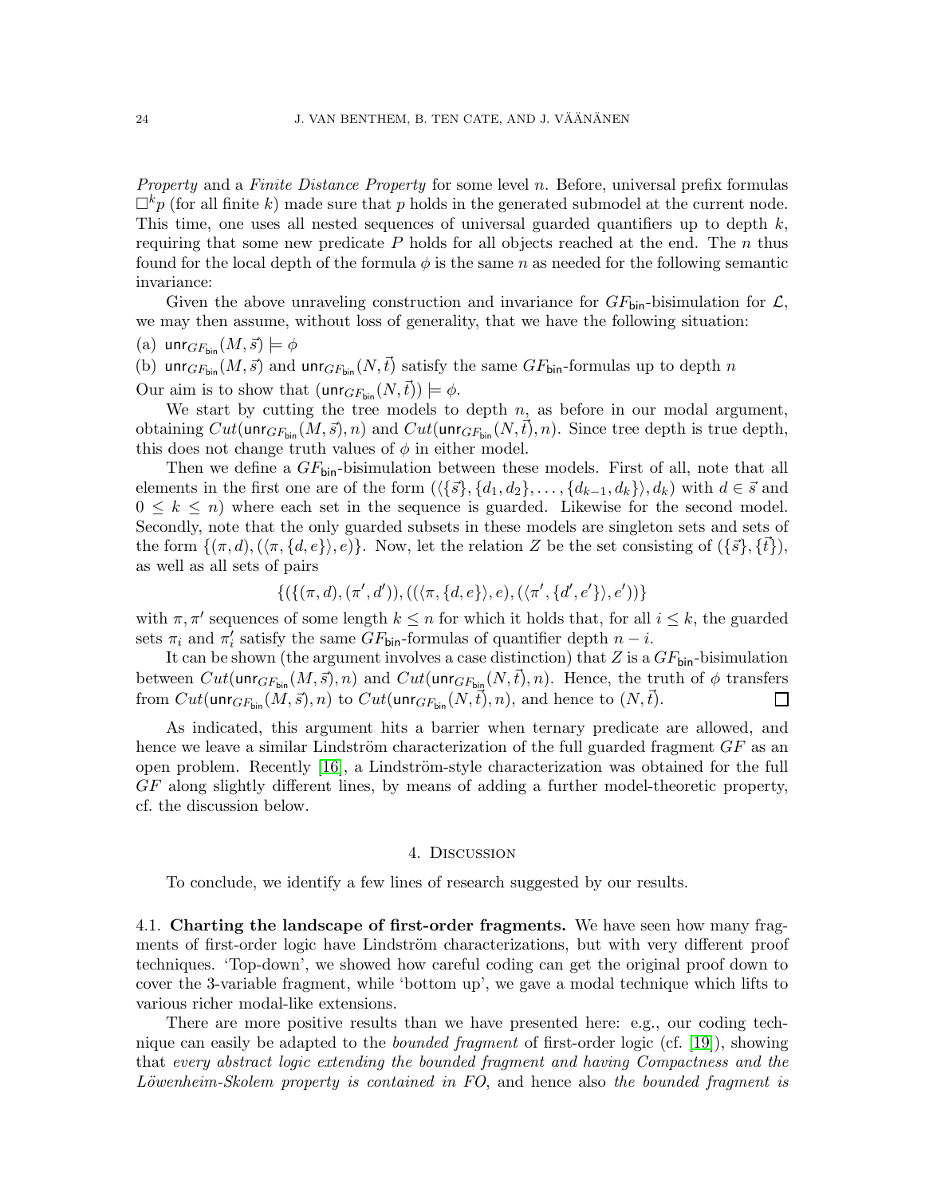*Property* and a *Finite Distance Property* for some level $n$. Before, universal prefix formulas $\Box^k p$ (for all finite $k$) made sure that $p$ holds in the generated submodel at the current node. This time, one uses all nested sequences of universal guarded quantifiers up to depth $k$, requiring that some new predicate $P$ holds for all objects reached at the end. The $n$ thus found for the local depth of the formula $\phi$ is the same $n$ as needed for the following semantic invariance:

Given the above unraveling construction and invariance for $GF_{\mathsf{bin}}$-bisimulation for $\mathcal{L}$, we may then assume, without loss of generality, that we have the following situation:

(a) $\mathsf{unr}_{GF_{\mathsf{bin}}}(M, \vec{s}) \models \phi$

(b) $\mathsf{unr}_{GF_{\mathsf{bin}}}(M, \vec{s})$ and $\mathsf{unr}_{GF_{\mathsf{bin}}}(N, \vec{t})$ satisfy the same $GF_{\mathsf{bin}}$-formulas up to depth $n$

Our aim is to show that $(\mathsf{unr}_{GF_{\mathsf{bin}}}(N, \vec{t})) \models \phi$.

We start by cutting the tree models to depth $n$, as before in our modal argument, obtaining $Cut(\mathsf{unr}_{GF_{\mathsf{bin}}}(M, \vec{s}), n)$ and $Cut(\mathsf{unr}_{GF_{\mathsf{bin}}}(N, \vec{t}), n)$. Since tree depth is true depth, this does not change truth values of $\phi$ in either model.

Then we define a $GF_{\mathsf{bin}}$-bisimulation between these models. First of all, note that all elements in the first one are of the form $(\langle\{\vec{s}\}, \{d_1, d_2\}, \ldots, \{d_{k-1}, d_k\}\rangle, d_k)$ with $d \in \vec{s}$ and $0 \leq k \leq n)$ where each set in the sequence is guarded. Likewise for the second model. Secondly, note that the only guarded subsets in these models are singleton sets and sets of the form $\{(\pi, d), (\langle \pi, \{d, e\}\rangle, e)\}$. Now, let the relation $Z$ be the set consisting of $(\{\vec{s}\}, \{\vec{t}\})$, as well as all sets of pairs

$$\{(\{(\pi, d), (\pi', d')), ((\langle \pi, \{d, e\}\rangle, e), (\langle \pi', \{d', e'\}\rangle, e'))\}$$

with $\pi, \pi'$ sequences of some length $k \leq n$ for which it holds that, for all $i \leq k$, the guarded sets $\pi_i$ and $\pi'_i$ satisfy the same $GF_{\mathsf{bin}}$-formulas of quantifier depth $n - i$.

It can be shown (the argument involves a case distinction) that $Z$ is a $GF_{\mathsf{bin}}$-bisimulation between $Cut(\mathsf{unr}_{GF_{\mathsf{bin}}}(M, \vec{s}), n)$ and $Cut(\mathsf{unr}_{GF_{\mathsf{bin}}}(N, \vec{t}), n)$. Hence, the truth of $\phi$ transfers from $Cut(\mathsf{unr}_{GF_{\mathsf{bin}}}(M, \vec{s}), n)$ to $Cut(\mathsf{unr}_{GF_{\mathsf{bin}}}(N, \vec{t}), n)$, and hence to $(N, \vec{t})$. $\square$

As indicated, this argument hits a barrier when ternary predicate are allowed, and hence we leave a similar Lindström characterization of the full guarded fragment $GF$ as an open problem. Recently [16], a Lindström-style characterization was obtained for the full $GF$ along slightly different lines, by means of adding a further model-theoretic property, cf. the discussion below.

## 4. Discussion

To conclude, we identify a few lines of research suggested by our results.

### 4.1. Charting the landscape of first-order fragments.

We have seen how many fragments of first-order logic have Lindström characterizations, but with very different proof techniques. 'Top-down', we showed how careful coding can get the original proof down to cover the 3-variable fragment, while 'bottom up', we gave a modal technique which lifts to various richer modal-like extensions.

There are more positive results than we have presented here: e.g., our coding technique can easily be adapted to the *bounded fragment* of first-order logic (cf. [19]), showing that *every abstract logic extending the bounded fragment and having Compactness and the Löwenheim-Skolem property is contained in FO*, and hence also *the bounded fragment is*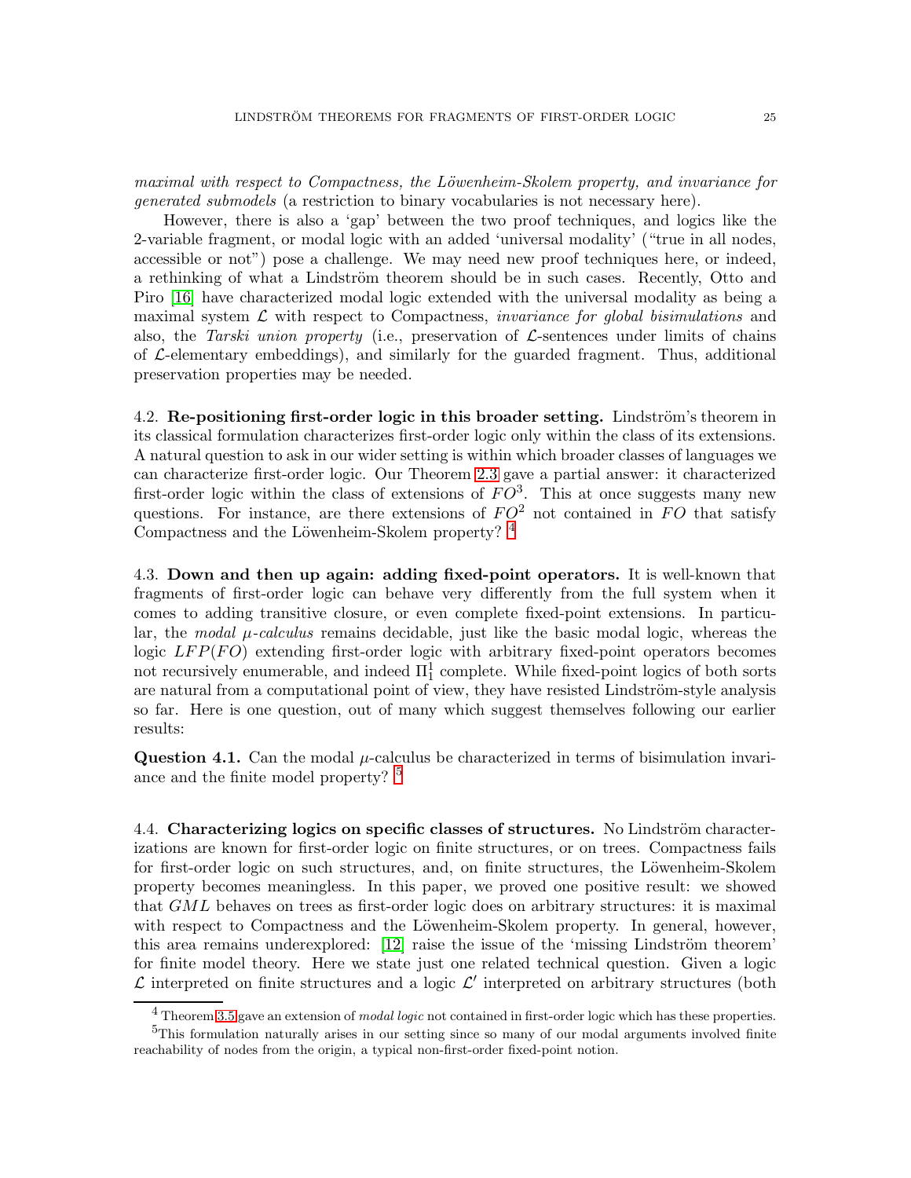*maximal with respect to Compactness, the Löwenheim-Skolem property, and invariance for generated submodels* (a restriction to binary vocabularies is not necessary here).

However, there is also a 'gap' between the two proof techniques, and logics like the 2-variable fragment, or modal logic with an added 'universal modality' ("true in all nodes, accessible or not") pose a challenge. We may need new proof techniques here, or indeed, a rethinking of what a Lindström theorem should be in such cases. Recently, Otto and Piro [16] have characterized modal logic extended with the universal modality as being a maximal system $\mathcal{L}$ with respect to Compactness, *invariance for global bisimulations* and also, the *Tarski union property* (i.e., preservation of $\mathcal{L}$-sentences under limits of chains of $\mathcal{L}$-elementary embeddings), and similarly for the guarded fragment. Thus, additional preservation properties may be needed.

4.2. **Re-positioning first-order logic in this broader setting.** Lindström's theorem in its classical formulation characterizes first-order logic only within the class of its extensions. A natural question to ask in our wider setting is within which broader classes of languages we can characterize first-order logic. Our Theorem 2.3 gave a partial answer: it characterized first-order logic within the class of extensions of $FO^3$. This at once suggests many new questions. For instance, are there extensions of $FO^2$ not contained in $FO$ that satisfy Compactness and the Löwenheim-Skolem property? [4]

4.3. **Down and then up again: adding fixed-point operators.** It is well-known that fragments of first-order logic can behave very differently from the full system when it comes to adding transitive closure, or even complete fixed-point extensions. In particular, the *modal $\mu$-calculus* remains decidable, just like the basic modal logic, whereas the logic $LFP(FO)$ extending first-order logic with arbitrary fixed-point operators becomes not recursively enumerable, and indeed $\Pi^1_1$ complete. While fixed-point logics of both sorts are natural from a computational point of view, they have resisted Lindström-style analysis so far. Here is one question, out of many which suggest themselves following our earlier results:

**Question 4.1.** Can the modal $\mu$-calculus be characterized in terms of bisimulation invariance and the finite model property? [5]

4.4. **Characterizing logics on specific classes of structures.** No Lindström characterizations are known for first-order logic on finite structures, or on trees. Compactness fails for first-order logic on such structures, and, on finite structures, the Löwenheim-Skolem property becomes meaningless. In this paper, we proved one positive result: we showed that $GML$ behaves on trees as first-order logic does on arbitrary structures: it is maximal with respect to Compactness and the Löwenheim-Skolem property. In general, however, this area remains underexplored: [12] raise the issue of the 'missing Lindström theorem' for finite model theory. Here we state just one related technical question. Given a logic $\mathcal{L}$ interpreted on finite structures and a logic $\mathcal{L}'$ interpreted on arbitrary structures (both

---

[4] Theorem 3.5 gave an extension of *modal logic* not contained in first-order logic which has these properties.

[5] This formulation naturally arises in our setting since so many of our modal arguments involved finite reachability of nodes from the origin, a typical non-first-order fixed-point notion.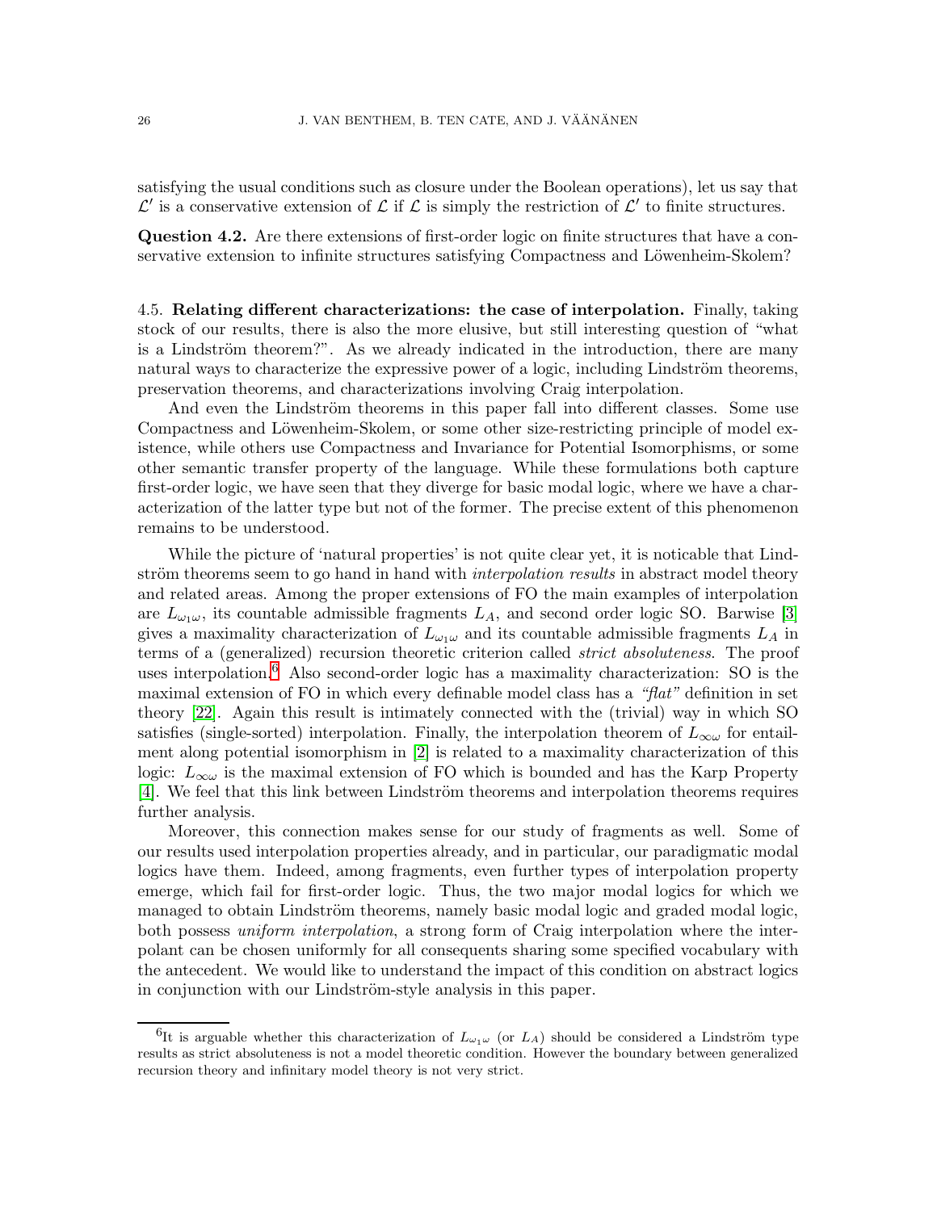satisfying the usual conditions such as closure under the Boolean operations), let us say that $\mathcal{L}'$ is a conservative extension of $\mathcal{L}$ if $\mathcal{L}$ is simply the restriction of $\mathcal{L}'$ to finite structures.

**Question 4.2.** Are there extensions of first-order logic on finite structures that have a conservative extension to infinite structures satisfying Compactness and Löwenheim-Skolem?

4.5. **Relating different characterizations: the case of interpolation.** Finally, taking stock of our results, there is also the more elusive, but still interesting question of "what is a Lindström theorem?". As we already indicated in the introduction, there are many natural ways to characterize the expressive power of a logic, including Lindström theorems, preservation theorems, and characterizations involving Craig interpolation.

And even the Lindström theorems in this paper fall into different classes. Some use Compactness and Löwenheim-Skolem, or some other size-restricting principle of model existence, while others use Compactness and Invariance for Potential Isomorphisms, or some other semantic transfer property of the language. While these formulations both capture first-order logic, we have seen that they diverge for basic modal logic, where we have a characterization of the latter type but not of the former. The precise extent of this phenomenon remains to be understood.

While the picture of 'natural properties' is not quite clear yet, it is noticable that Lindström theorems seem to go hand in hand with *interpolation results* in abstract model theory and related areas. Among the proper extensions of FO the main examples of interpolation are $L_{\omega_1\omega}$, its countable admissible fragments $L_A$, and second order logic SO. Barwise [3] gives a maximality characterization of $L_{\omega_1\omega}$ and its countable admissible fragments $L_A$ in terms of a (generalized) recursion theoretic criterion called *strict absoluteness*. The proof uses interpolation.[6] Also second-order logic has a maximality characterization: SO is the maximal extension of FO in which every definable model class has a *"flat"* definition in set theory [22]. Again this result is intimately connected with the (trivial) way in which SO satisfies (single-sorted) interpolation. Finally, the interpolation theorem of $L_{\infty\omega}$ for entailment along potential isomorphism in [2] is related to a maximality characterization of this logic: $L_{\infty\omega}$ is the maximal extension of FO which is bounded and has the Karp Property [4]. We feel that this link between Lindström theorems and interpolation theorems requires further analysis.

Moreover, this connection makes sense for our study of fragments as well. Some of our results used interpolation properties already, and in particular, our paradigmatic modal logics have them. Indeed, among fragments, even further types of interpolation property emerge, which fail for first-order logic. Thus, the two major modal logics for which we managed to obtain Lindström theorems, namely basic modal logic and graded modal logic, both possess *uniform interpolation*, a strong form of Craig interpolation where the interpolant can be chosen uniformly for all consequents sharing some specified vocabulary with the antecedent. We would like to understand the impact of this condition on abstract logics in conjunction with our Lindström-style analysis in this paper.

[6] It is arguable whether this characterization of $L_{\omega_1\omega}$ (or $L_A$) should be considered a Lindström type results as strict absoluteness is not a model theoretic condition. However the boundary between generalized recursion theory and infinitary model theory is not very strict.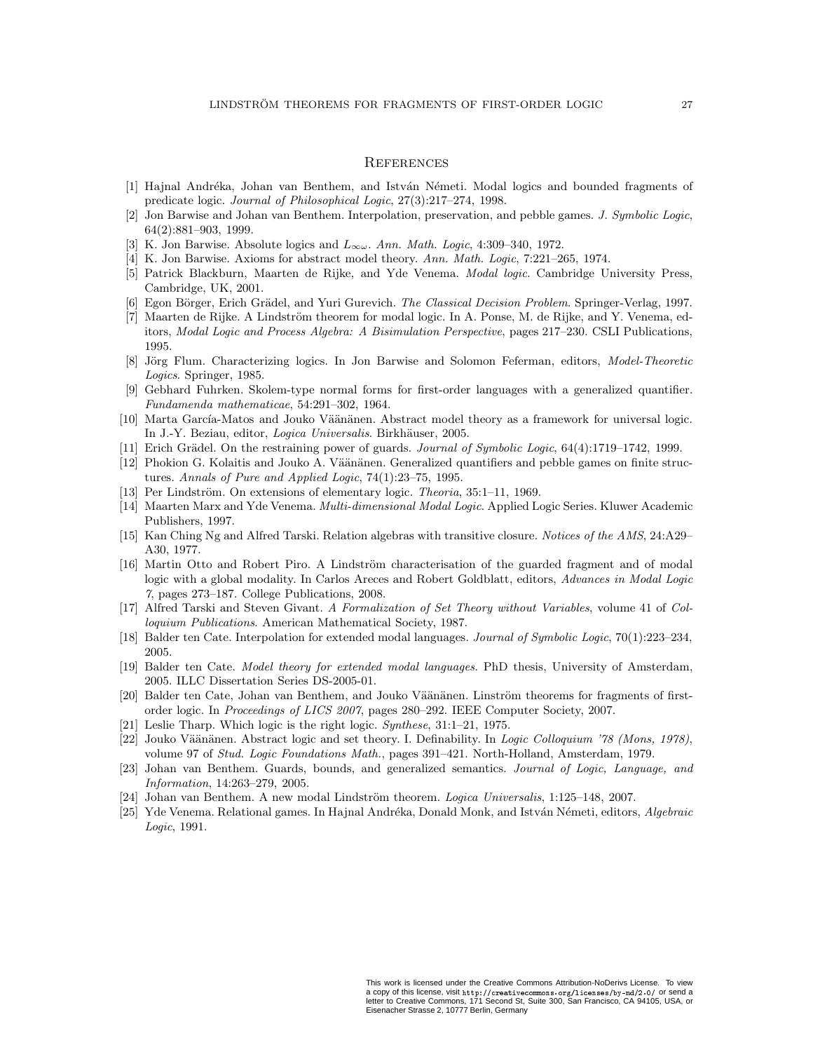## References

[1] Hajnal Andréka, Johan van Benthem, and István Németi. Modal logics and bounded fragments of predicate logic. *Journal of Philosophical Logic*, 27(3):217–274, 1998.

[2] Jon Barwise and Johan van Benthem. Interpolation, preservation, and pebble games. *J. Symbolic Logic*, 64(2):881–903, 1999.

[3] K. Jon Barwise. Absolute logics and $L_{\infty\omega}$. *Ann. Math. Logic*, 4:309–340, 1972.

[4] K. Jon Barwise. Axioms for abstract model theory. *Ann. Math. Logic*, 7:221–265, 1974.

[5] Patrick Blackburn, Maarten de Rijke, and Yde Venema. *Modal logic*. Cambridge University Press, Cambridge, UK, 2001.

[6] Egon Börger, Erich Grädel, and Yuri Gurevich. *The Classical Decision Problem*. Springer-Verlag, 1997.

[7] Maarten de Rijke. A Lindström theorem for modal logic. In A. Ponse, M. de Rijke, and Y. Venema, editors, *Modal Logic and Process Algebra: A Bisimulation Perspective*, pages 217–230. CSLI Publications, 1995.

[8] Jörg Flum. Characterizing logics. In Jon Barwise and Solomon Feferman, editors, *Model-Theoretic Logics*. Springer, 1985.

[9] Gebhard Fuhrken. Skolem-type normal forms for first-order languages with a generalized quantifier. *Fundamenda mathematicae*, 54:291–302, 1964.

[10] Marta García-Matos and Jouko Väänänen. Abstract model theory as a framework for universal logic. In J.-Y. Beziau, editor, *Logica Universalis*. Birkhäuser, 2005.

[11] Erich Grädel. On the restraining power of guards. *Journal of Symbolic Logic*, 64(4):1719–1742, 1999.

[12] Phokion G. Kolaitis and Jouko A. Väänänen. Generalized quantifiers and pebble games on finite structures. *Annals of Pure and Applied Logic*, 74(1):23–75, 1995.

[13] Per Lindström. On extensions of elementary logic. *Theoria*, 35:1–11, 1969.

[14] Maarten Marx and Yde Venema. *Multi-dimensional Modal Logic*. Applied Logic Series. Kluwer Academic Publishers, 1997.

[15] Kan Ching Ng and Alfred Tarski. Relation algebras with transitive closure. *Notices of the AMS*, 24:A29–A30, 1977.

[16] Martin Otto and Robert Piro. A Lindström characterisation of the guarded fragment and of modal logic with a global modality. In Carlos Areces and Robert Goldblatt, editors, *Advances in Modal Logic 7*, pages 273–187. College Publications, 2008.

[17] Alfred Tarski and Steven Givant. *A Formalization of Set Theory without Variables*, volume 41 of *Colloquium Publications*. American Mathematical Society, 1987.

[18] Balder ten Cate. Interpolation for extended modal languages. *Journal of Symbolic Logic*, 70(1):223–234, 2005.

[19] Balder ten Cate. *Model theory for extended modal languages*. PhD thesis, University of Amsterdam, 2005. ILLC Dissertation Series DS-2005-01.

[20] Balder ten Cate, Johan van Benthem, and Jouko Väänänen. Linström theorems for fragments of first-order logic. In *Proceedings of LICS 2007*, pages 280–292. IEEE Computer Society, 2007.

[21] Leslie Tharp. Which logic is the right logic. *Synthese*, 31:1–21, 1975.

[22] Jouko Väänänen. Abstract logic and set theory. I. Definability. In *Logic Colloquium '78 (Mons, 1978)*, volume 97 of *Stud. Logic Foundations Math.*, pages 391–421. North-Holland, Amsterdam, 1979.

[23] Johan van Benthem. Guards, bounds, and generalized semantics. *Journal of Logic, Language, and Information*, 14:263–279, 2005.

[24] Johan van Benthem. A new modal Lindström theorem. *Logica Universalis*, 1:125–148, 2007.

[25] Yde Venema. Relational games. In Hajnal Andréka, Donald Monk, and István Németi, editors, *Algebraic Logic*, 1991.

This work is licensed under the Creative Commons Attribution-NoDerivs License. To view a copy of this license, visit http://creativecommons.org/licenses/by-nd/2.0/ or send a letter to Creative Commons, 171 Second St, Suite 300, San Francisco, CA 94105, USA, or Eisenacher Strasse 2, 10777 Berlin, Germany